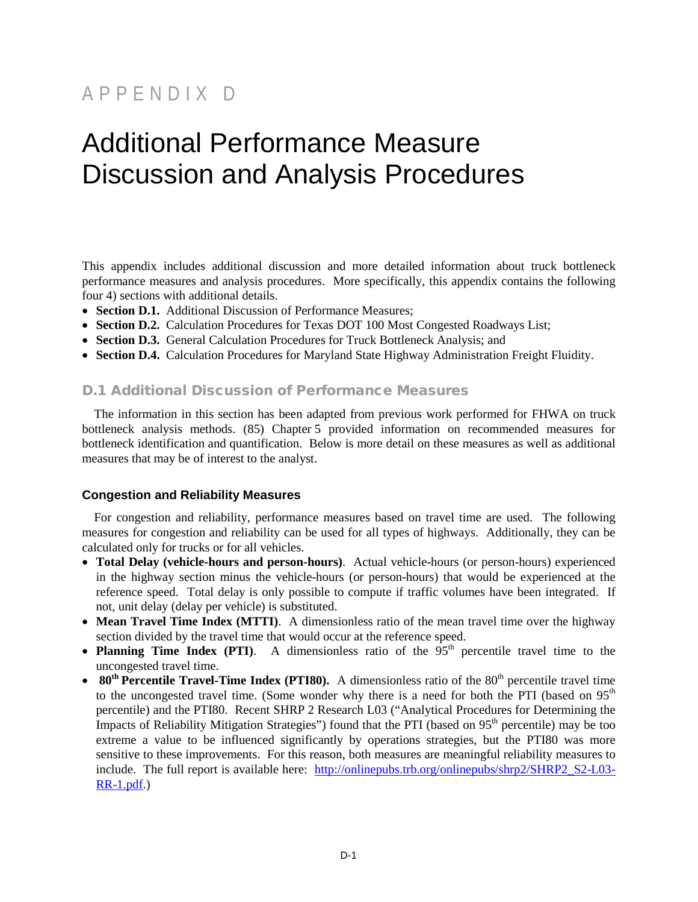# APPENDIX D

# Additional Performance Measure Discussion and Analysis Procedures

This appendix includes additional discussion and more detailed information about truck bottleneck performance measures and analysis procedures. More specifically, this appendix contains the following four 4) sections with additional details.

- **Section D.1.** Additional Discussion of Performance Measures;
- **Section D.2.** Calculation Procedures for Texas DOT 100 Most Congested Roadways List;
- **Section D.3.** General Calculation Procedures for Truck Bottleneck Analysis; and
- **Section D.4.** Calculation Procedures for Maryland State Highway Administration Freight Fluidity.

## D.1 Additional Discussion of Performance Measures

The information in this section has been adapted from previous work performed for FHWA on truck bottleneck analysis methods. (85) Chapter 5 provided information on recommended measures for bottleneck identification and quantification. Below is more detail on these measures as well as additional measures that may be of interest to the analyst.

### Congestion and Reliability Measures

For congestion and reliability, performance measures based on travel time are used. The following measures for congestion and reliability can be used for all types of highways. Additionally, they can be calculated only for trucks or for all vehicles.

- **Total Delay (vehicle-hours and person-hours)**. Actual vehicle-hours (or person-hours) experienced in the highway section minus the vehicle-hours (or person-hours) that would be experienced at the reference speed. Total delay is only possible to compute if traffic volumes have been integrated. If not, unit delay (delay per vehicle) is substituted.
- **Mean Travel Time Index (MTTI)**. A dimensionless ratio of the mean travel time over the highway section divided by the travel time that would occur at the reference speed.
- **Planning Time Index (PTI)**. A dimensionless ratio of the $95^{th}$ percentile travel time to the uncongested travel time.
- **$80^{th}$ Percentile Travel-Time Index (PTI80).** A dimensionless ratio of the $80^{th}$ percentile travel time to the uncongested travel time. (Some wonder why there is a need for both the PTI (based on $95^{th}$ percentile) and the PTI80. Recent SHRP 2 Research L03 ("Analytical Procedures for Determining the Impacts of Reliability Mitigation Strategies") found that the PTI (based on $95^{th}$ percentile) may be too extreme a value to be influenced significantly by operations strategies, but the PTI80 was more sensitive to these improvements. For this reason, both measures are meaningful reliability measures to include. The full report is available here: [http://onlinepubs.trb.org/onlinepubs/shrp2/SHRP2_S2-L03-RR-1.pdf](http://onlinepubs.trb.org/onlinepubs/shrp2/SHRP2_S2-L03-RR-1.pdf).)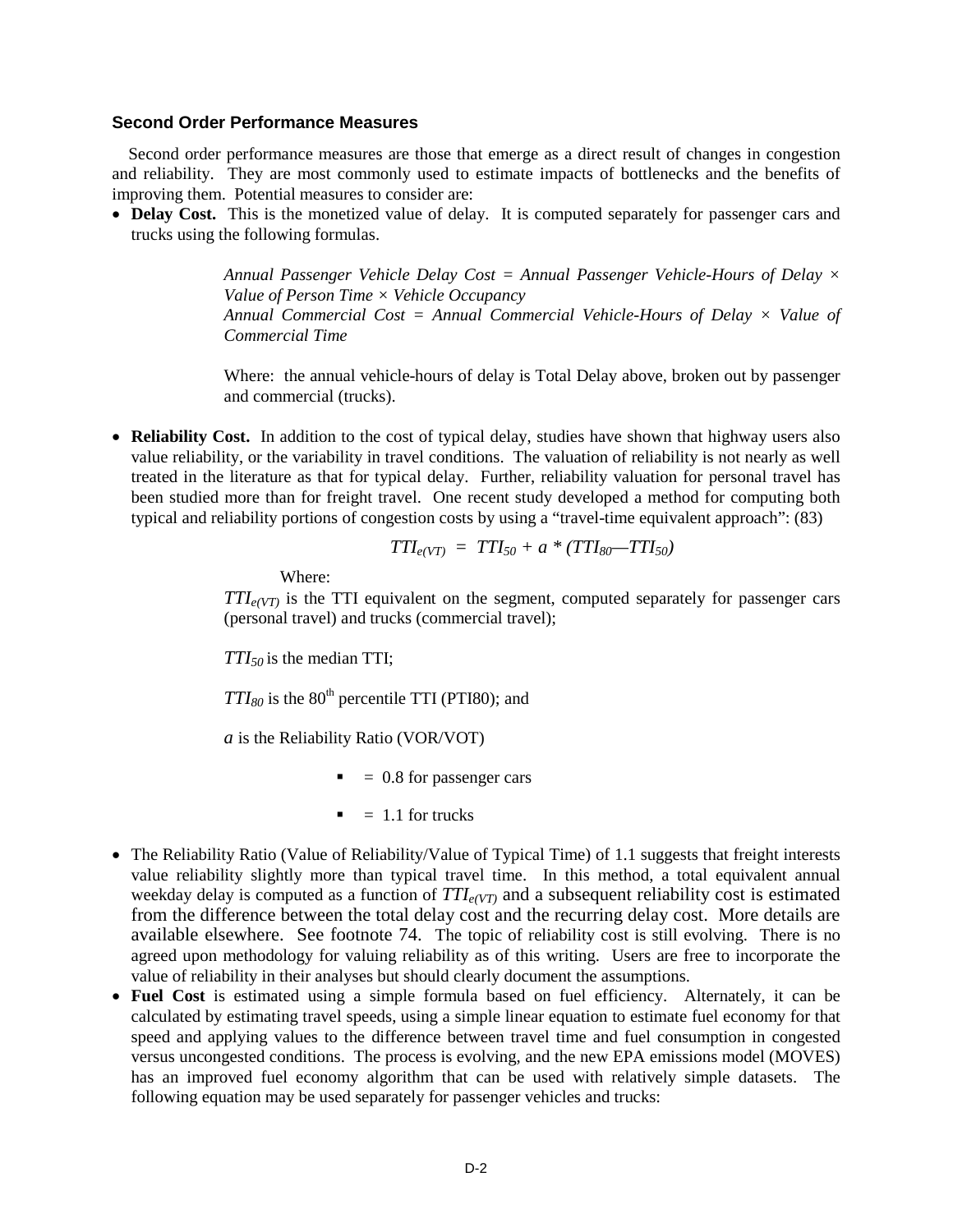### Second Order Performance Measures

Second order performance measures are those that emerge as a direct result of changes in congestion and reliability. They are most commonly used to estimate impacts of bottlenecks and the benefits of improving them. Potential measures to consider are:

- **Delay Cost.** This is the monetized value of delay. It is computed separately for passenger cars and trucks using the following formulas.

  *Annual Passenger Vehicle Delay Cost = Annual Passenger Vehicle-Hours of Delay × Value of Person Time × Vehicle Occupancy*
  *Annual Commercial Cost = Annual Commercial Vehicle-Hours of Delay × Value of Commercial Time*

  Where: the annual vehicle-hours of delay is Total Delay above, broken out by passenger and commercial (trucks).

- **Reliability Cost.** In addition to the cost of typical delay, studies have shown that highway users also value reliability, or the variability in travel conditions. The valuation of reliability is not nearly as well treated in the literature as that for typical delay. Further, reliability valuation for personal travel has been studied more than for freight travel. One recent study developed a method for computing both typical and reliability portions of congestion costs by using a "travel-time equivalent approach": (83)

$$TTI_{e(VT)} = TTI_{50} + a * (TTI_{80} - TTI_{50})$$

  Where:

  $TTI_{e(VT)}$ is the TTI equivalent on the segment, computed separately for passenger cars (personal travel) and trucks (commercial travel);

  $TTI_{50}$ is the median TTI;

  $TTI_{80}$ is the 80th percentile TTI (PTI80); and

  $a$ is the Reliability Ratio (VOR/VOT)

  - = 0.8 for passenger cars
  - = 1.1 for trucks

- The Reliability Ratio (Value of Reliability/Value of Typical Time) of 1.1 suggests that freight interests value reliability slightly more than typical travel time. In this method, a total equivalent annual weekday delay is computed as a function of $TTI_{e(VT)}$ and a subsequent reliability cost is estimated from the difference between the total delay cost and the recurring delay cost. More details are available elsewhere. See footnote 74. The topic of reliability cost is still evolving. There is no agreed upon methodology for valuing reliability as of this writing. Users are free to incorporate the value of reliability in their analyses but should clearly document the assumptions.

- **Fuel Cost** is estimated using a simple formula based on fuel efficiency. Alternately, it can be calculated by estimating travel speeds, using a simple linear equation to estimate fuel economy for that speed and applying values to the difference between travel time and fuel consumption in congested versus uncongested conditions. The process is evolving, and the new EPA emissions model (MOVES) has an improved fuel economy algorithm that can be used with relatively simple datasets. The following equation may be used separately for passenger vehicles and trucks: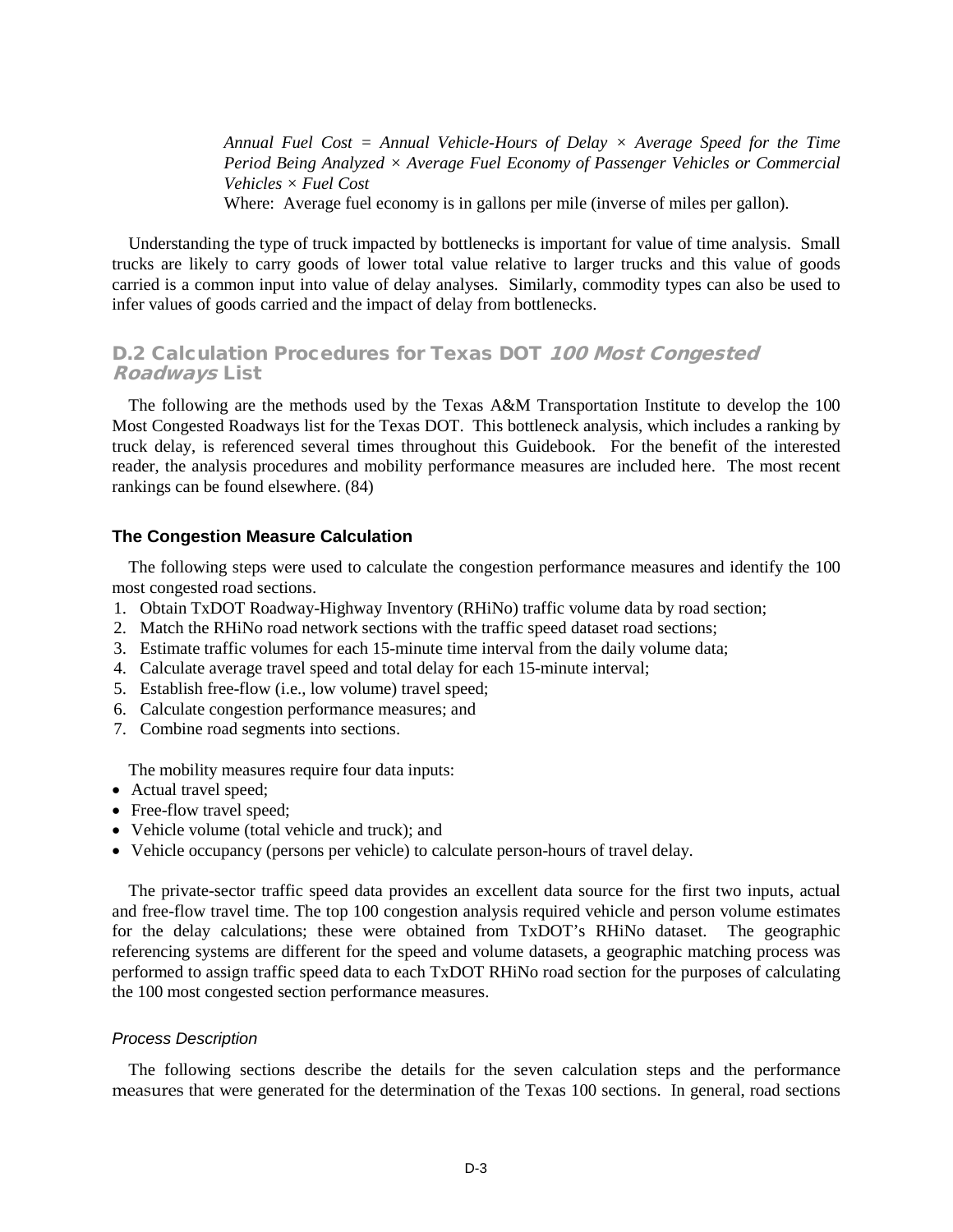*Annual Fuel Cost = Annual Vehicle-Hours of Delay × Average Speed for the Time Period Being Analyzed × Average Fuel Economy of Passenger Vehicles or Commercial Vehicles × Fuel Cost*

Where: Average fuel economy is in gallons per mile (inverse of miles per gallon).

Understanding the type of truck impacted by bottlenecks is important for value of time analysis. Small trucks are likely to carry goods of lower total value relative to larger trucks and this value of goods carried is a common input into value of delay analyses. Similarly, commodity types can also be used to infer values of goods carried and the impact of delay from bottlenecks.

## D.2 Calculation Procedures for Texas DOT *100 Most Congested Roadways* List

The following are the methods used by the Texas A&M Transportation Institute to develop the 100 Most Congested Roadways list for the Texas DOT. This bottleneck analysis, which includes a ranking by truck delay, is referenced several times throughout this Guidebook. For the benefit of the interested reader, the analysis procedures and mobility performance measures are included here. The most recent rankings can be found elsewhere. (84)

### The Congestion Measure Calculation

The following steps were used to calculate the congestion performance measures and identify the 100 most congested road sections.

1. Obtain TxDOT Roadway-Highway Inventory (RHiNo) traffic volume data by road section;
2. Match the RHiNo road network sections with the traffic speed dataset road sections;
3. Estimate traffic volumes for each 15-minute time interval from the daily volume data;
4. Calculate average travel speed and total delay for each 15-minute interval;
5. Establish free-flow (i.e., low volume) travel speed;
6. Calculate congestion performance measures; and
7. Combine road segments into sections.

The mobility measures require four data inputs:

- Actual travel speed;
- Free-flow travel speed;
- Vehicle volume (total vehicle and truck); and
- Vehicle occupancy (persons per vehicle) to calculate person-hours of travel delay.

The private-sector traffic speed data provides an excellent data source for the first two inputs, actual and free-flow travel time. The top 100 congestion analysis required vehicle and person volume estimates for the delay calculations; these were obtained from TxDOT's RHiNo dataset. The geographic referencing systems are different for the speed and volume datasets, a geographic matching process was performed to assign traffic speed data to each TxDOT RHiNo road section for the purposes of calculating the 100 most congested section performance measures.

#### *Process Description*

The following sections describe the details for the seven calculation steps and the performance measures that were generated for the determination of the Texas 100 sections. In general, road sections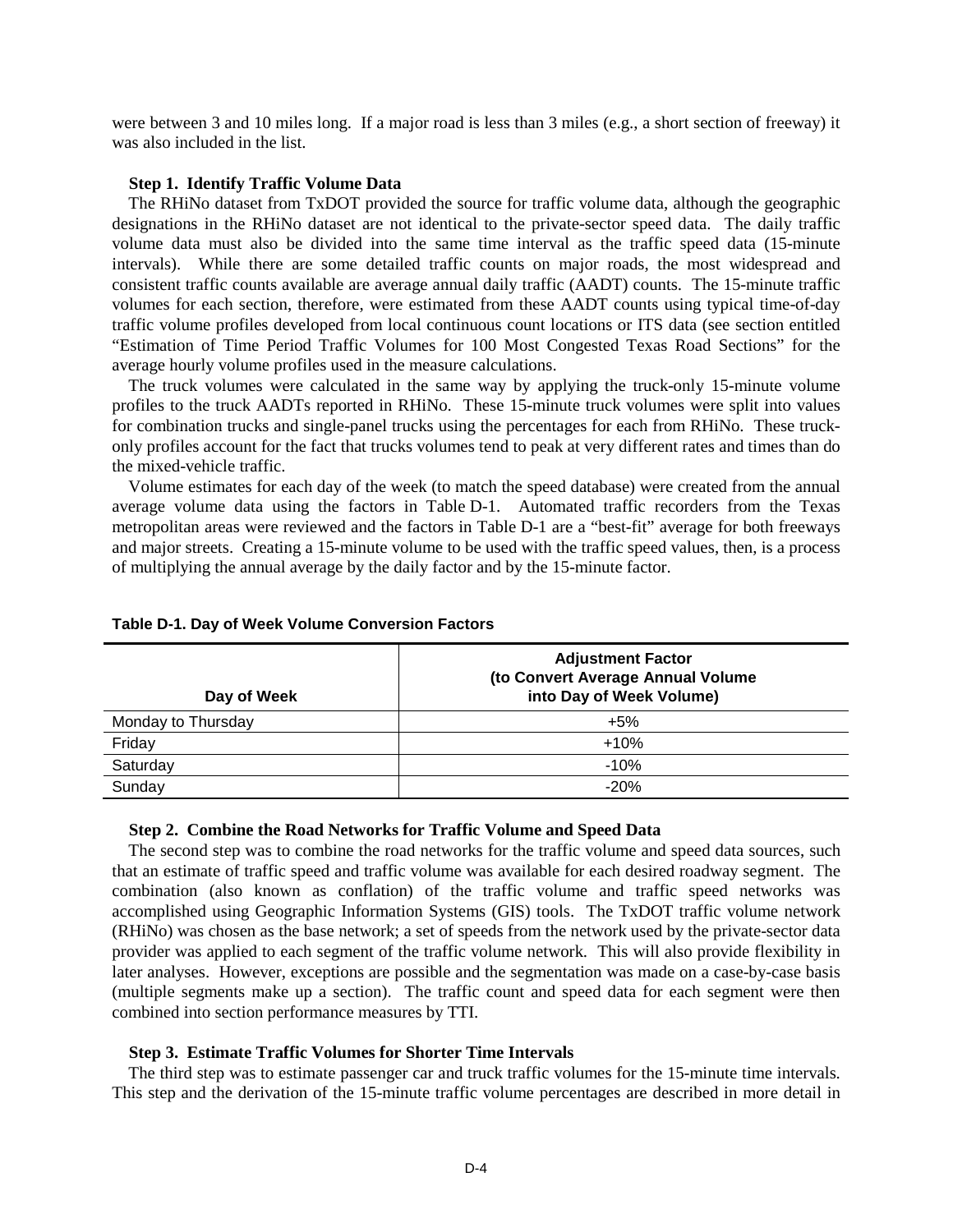were between 3 and 10 miles long. If a major road is less than 3 miles (e.g., a short section of freeway) it was also included in the list.

#### Step 1. Identify Traffic Volume Data

The RHiNo dataset from TxDOT provided the source for traffic volume data, although the geographic designations in the RHiNo dataset are not identical to the private-sector speed data. The daily traffic volume data must also be divided into the same time interval as the traffic speed data (15-minute intervals). While there are some detailed traffic counts on major roads, the most widespread and consistent traffic counts available are average annual daily traffic (AADT) counts. The 15-minute traffic volumes for each section, therefore, were estimated from these AADT counts using typical time-of-day traffic volume profiles developed from local continuous count locations or ITS data (see section entitled "Estimation of Time Period Traffic Volumes for 100 Most Congested Texas Road Sections" for the average hourly volume profiles used in the measure calculations.

The truck volumes were calculated in the same way by applying the truck-only 15-minute volume profiles to the truck AADTs reported in RHiNo. These 15-minute truck volumes were split into values for combination trucks and single-panel trucks using the percentages for each from RHiNo. These truck-only profiles account for the fact that trucks volumes tend to peak at very different rates and times than do the mixed-vehicle traffic.

Volume estimates for each day of the week (to match the speed database) were created from the annual average volume data using the factors in Table D-1. Automated traffic recorders from the Texas metropolitan areas were reviewed and the factors in Table D-1 are a "best-fit" average for both freeways and major streets. Creating a 15-minute volume to be used with the traffic speed values, then, is a process of multiplying the annual average by the daily factor and by the 15-minute factor.

**Table D-1. Day of Week Volume Conversion Factors**

| Day of Week | Adjustment Factor (to Convert Average Annual Volume into Day of Week Volume) |
|---|---|
| Monday to Thursday | +5% |
| Friday | +10% |
| Saturday | -10% |
| Sunday | -20% |

#### Step 2. Combine the Road Networks for Traffic Volume and Speed Data

The second step was to combine the road networks for the traffic volume and speed data sources, such that an estimate of traffic speed and traffic volume was available for each desired roadway segment. The combination (also known as conflation) of the traffic volume and traffic speed networks was accomplished using Geographic Information Systems (GIS) tools. The TxDOT traffic volume network (RHiNo) was chosen as the base network; a set of speeds from the network used by the private-sector data provider was applied to each segment of the traffic volume network. This will also provide flexibility in later analyses. However, exceptions are possible and the segmentation was made on a case-by-case basis (multiple segments make up a section). The traffic count and speed data for each segment were then combined into section performance measures by TTI.

#### Step 3. Estimate Traffic Volumes for Shorter Time Intervals

The third step was to estimate passenger car and truck traffic volumes for the 15-minute time intervals. This step and the derivation of the 15-minute traffic volume percentages are described in more detail in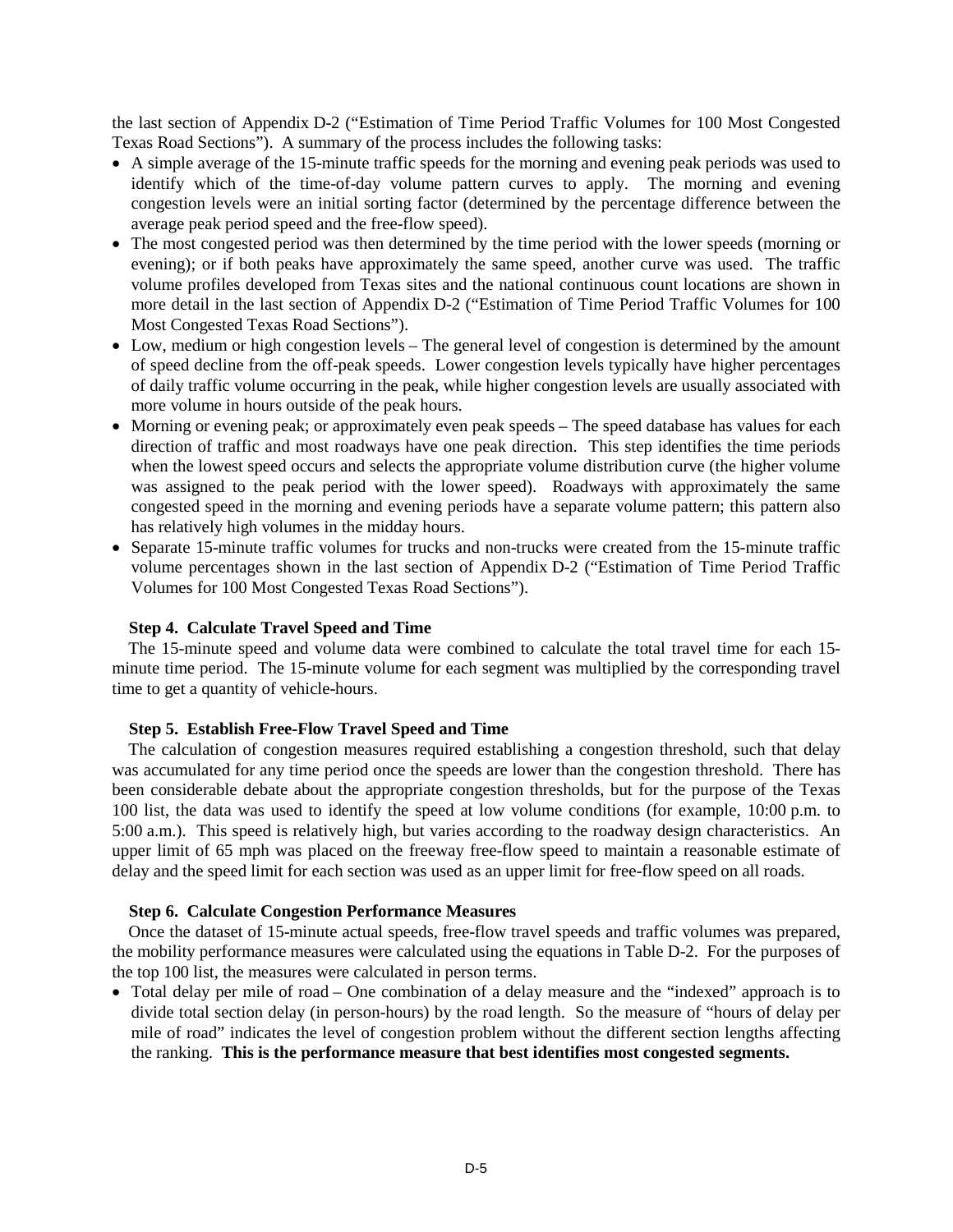the last section of Appendix D-2 ("Estimation of Time Period Traffic Volumes for 100 Most Congested Texas Road Sections"). A summary of the process includes the following tasks:

- A simple average of the 15-minute traffic speeds for the morning and evening peak periods was used to identify which of the time-of-day volume pattern curves to apply. The morning and evening congestion levels were an initial sorting factor (determined by the percentage difference between the average peak period speed and the free-flow speed).
- The most congested period was then determined by the time period with the lower speeds (morning or evening); or if both peaks have approximately the same speed, another curve was used. The traffic volume profiles developed from Texas sites and the national continuous count locations are shown in more detail in the last section of Appendix D-2 ("Estimation of Time Period Traffic Volumes for 100 Most Congested Texas Road Sections").
- Low, medium or high congestion levels – The general level of congestion is determined by the amount of speed decline from the off-peak speeds. Lower congestion levels typically have higher percentages of daily traffic volume occurring in the peak, while higher congestion levels are usually associated with more volume in hours outside of the peak hours.
- Morning or evening peak; or approximately even peak speeds – The speed database has values for each direction of traffic and most roadways have one peak direction. This step identifies the time periods when the lowest speed occurs and selects the appropriate volume distribution curve (the higher volume was assigned to the peak period with the lower speed). Roadways with approximately the same congested speed in the morning and evening periods have a separate volume pattern; this pattern also has relatively high volumes in the midday hours.
- Separate 15-minute traffic volumes for trucks and non-trucks were created from the 15-minute traffic volume percentages shown in the last section of Appendix D-2 ("Estimation of Time Period Traffic Volumes for 100 Most Congested Texas Road Sections").

**Step 4. Calculate Travel Speed and Time**

The 15-minute speed and volume data were combined to calculate the total travel time for each 15-minute time period. The 15-minute volume for each segment was multiplied by the corresponding travel time to get a quantity of vehicle-hours.

**Step 5. Establish Free-Flow Travel Speed and Time**

The calculation of congestion measures required establishing a congestion threshold, such that delay was accumulated for any time period once the speeds are lower than the congestion threshold. There has been considerable debate about the appropriate congestion thresholds, but for the purpose of the Texas 100 list, the data was used to identify the speed at low volume conditions (for example, 10:00 p.m. to 5:00 a.m.). This speed is relatively high, but varies according to the roadway design characteristics. An upper limit of 65 mph was placed on the freeway free-flow speed to maintain a reasonable estimate of delay and the speed limit for each section was used as an upper limit for free-flow speed on all roads.

**Step 6. Calculate Congestion Performance Measures**

Once the dataset of 15-minute actual speeds, free-flow travel speeds and traffic volumes was prepared, the mobility performance measures were calculated using the equations in Table D-2. For the purposes of the top 100 list, the measures were calculated in person terms.

- Total delay per mile of road – One combination of a delay measure and the "indexed" approach is to divide total section delay (in person-hours) by the road length. So the measure of "hours of delay per mile of road" indicates the level of congestion problem without the different section lengths affecting the ranking. **This is the performance measure that best identifies most congested segments.**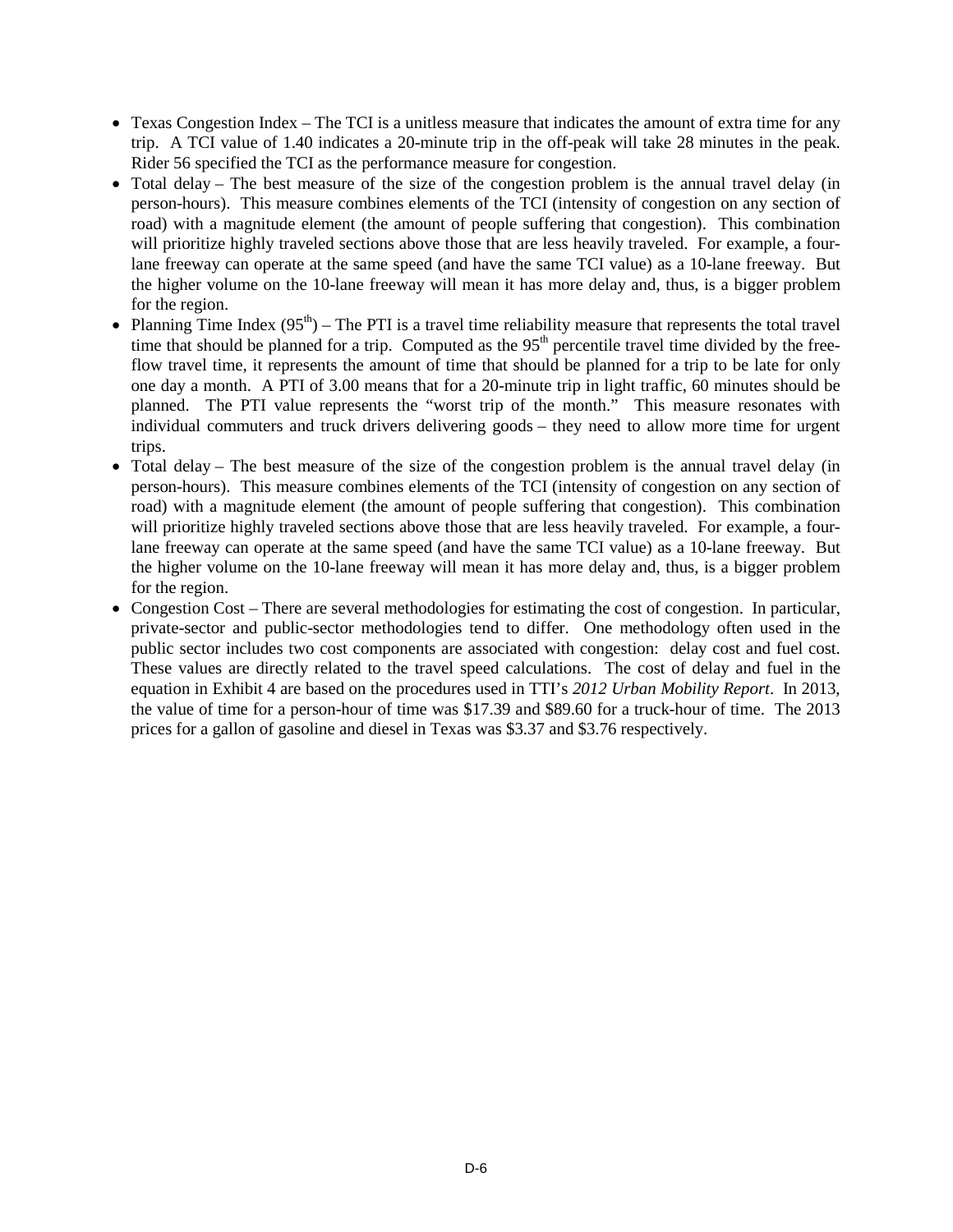- Texas Congestion Index – The TCI is a unitless measure that indicates the amount of extra time for any trip. A TCI value of 1.40 indicates a 20-minute trip in the off-peak will take 28 minutes in the peak. Rider 56 specified the TCI as the performance measure for congestion.
- Total delay – The best measure of the size of the congestion problem is the annual travel delay (in person-hours). This measure combines elements of the TCI (intensity of congestion on any section of road) with a magnitude element (the amount of people suffering that congestion). This combination will prioritize highly traveled sections above those that are less heavily traveled. For example, a four-lane freeway can operate at the same speed (and have the same TCI value) as a 10-lane freeway. But the higher volume on the 10-lane freeway will mean it has more delay and, thus, is a bigger problem for the region.
- Planning Time Index ($95^{th}$) – The PTI is a travel time reliability measure that represents the total travel time that should be planned for a trip. Computed as the $95^{th}$ percentile travel time divided by the free-flow travel time, it represents the amount of time that should be planned for a trip to be late for only one day a month. A PTI of 3.00 means that for a 20-minute trip in light traffic, 60 minutes should be planned. The PTI value represents the "worst trip of the month." This measure resonates with individual commuters and truck drivers delivering goods – they need to allow more time for urgent trips.
- Total delay – The best measure of the size of the congestion problem is the annual travel delay (in person-hours). This measure combines elements of the TCI (intensity of congestion on any section of road) with a magnitude element (the amount of people suffering that congestion). This combination will prioritize highly traveled sections above those that are less heavily traveled. For example, a four-lane freeway can operate at the same speed (and have the same TCI value) as a 10-lane freeway. But the higher volume on the 10-lane freeway will mean it has more delay and, thus, is a bigger problem for the region.
- Congestion Cost – There are several methodologies for estimating the cost of congestion. In particular, private-sector and public-sector methodologies tend to differ. One methodology often used in the public sector includes two cost components are associated with congestion: delay cost and fuel cost. These values are directly related to the travel speed calculations. The cost of delay and fuel in the equation in Exhibit 4 are based on the procedures used in TTI's *2012 Urban Mobility Report*. In 2013, the value of time for a person-hour of time was $17.39 and $89.60 for a truck-hour of time. The 2013 prices for a gallon of gasoline and diesel in Texas was $3.37 and $3.76 respectively.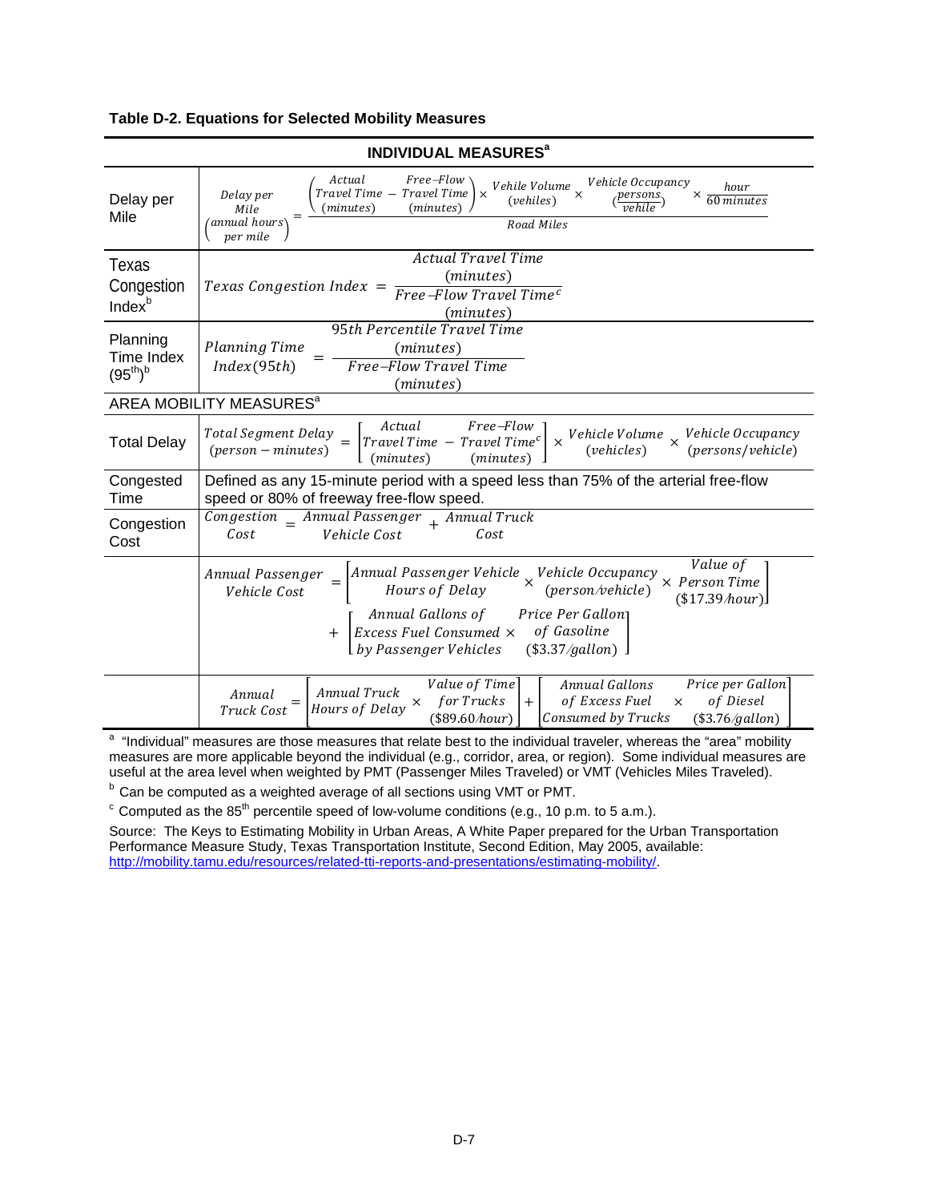**Table D-2. Equations for Selected Mobility Measures**

| INDIVIDUAL MEASURES[a] | |
|---|---|
| Delay per Mile | $\text{Delay per Mile} \left(\frac{\text{annual hours}}{\text{per mile}}\right) = \frac{\left(\text{Actual Travel Time (minutes)} - \text{Free–Flow Travel Time (minutes)}\right) \times \text{Vehile Volume (vehiles)} \times \text{Vehicle Occupancy} \left(\frac{\text{persons}}{\text{vehile}}\right) \times \frac{\text{hour}}{60\ \text{minutes}}}{\text{Road Miles}}$ |
| Texas Congestion Index[b] | $\text{Texas Congestion Index} = \frac{\text{Actual Travel Time (minutes)}}{\text{Free–Flow Travel Time}^{c}\ \text{(minutes)}}$ |
| Planning Time Index (95[th])[b] | $\text{Planning Time Index}(95th) = \frac{\text{95th Percentile Travel Time (minutes)}}{\text{Free–Flow Travel Time (minutes)}}$ |
| **AREA MOBILITY MEASURES[a]** | |
| Total Delay | $\text{Total Segment Delay (person – minutes)} = \left[\text{Actual Travel Time (minutes)} - \text{Free–Flow Travel Time}^{c}\ \text{(minutes)}\right] \times \text{Vehicle Volume (vehicles)} \times \text{Vehicle Occupancy (persons/vehicle)}$ |
| Congested Time | Defined as any 15-minute period with a speed less than 75% of the arterial free-flow speed or 80% of freeway free-flow speed. |
| Congestion Cost | $\text{Congestion Cost} = \text{Annual Passenger Vehicle Cost} + \text{Annual Truck Cost}$ |
| | $\text{Annual Passenger Vehicle Cost} = \left[\text{Annual Passenger Vehicle Hours of Delay} \times \text{Vehicle Occupancy (person/vehicle)} \times \text{Value of Person Time (\$17.39/hour)}\right] + \left[\text{Annual Gallons of Excess Fuel Consumed by Passenger Vehicles} \times \text{Price Per Gallon of Gasoline (\$3.37/gallon)}\right]$ |
| | $\text{Annual Truck Cost} = \left[\text{Annual Truck Hours of Delay} \times \text{Value of Time for Trucks (\$89.60/hour)}\right] + \left[\text{Annual Gallons of Excess Fuel Consumed by Trucks} \times \text{Price per Gallon of Diesel (\$3.76/gallon)}\right]$ |

[a] "Individual" measures are those measures that relate best to the individual traveler, whereas the "area" mobility measures are more applicable beyond the individual (e.g., corridor, area, or region). Some individual measures are useful at the area level when weighted by PMT (Passenger Miles Traveled) or VMT (Vehicles Miles Traveled).

[b] Can be computed as a weighted average of all sections using VMT or PMT.

[c] Computed as the 85[th] percentile speed of low-volume conditions (e.g., 10 p.m. to 5 a.m.).

Source: The Keys to Estimating Mobility in Urban Areas, A White Paper prepared for the Urban Transportation Performance Measure Study, Texas Transportation Institute, Second Edition, May 2005, available: http://mobility.tamu.edu/resources/related-tti-reports-and-presentations/estimating-mobility/.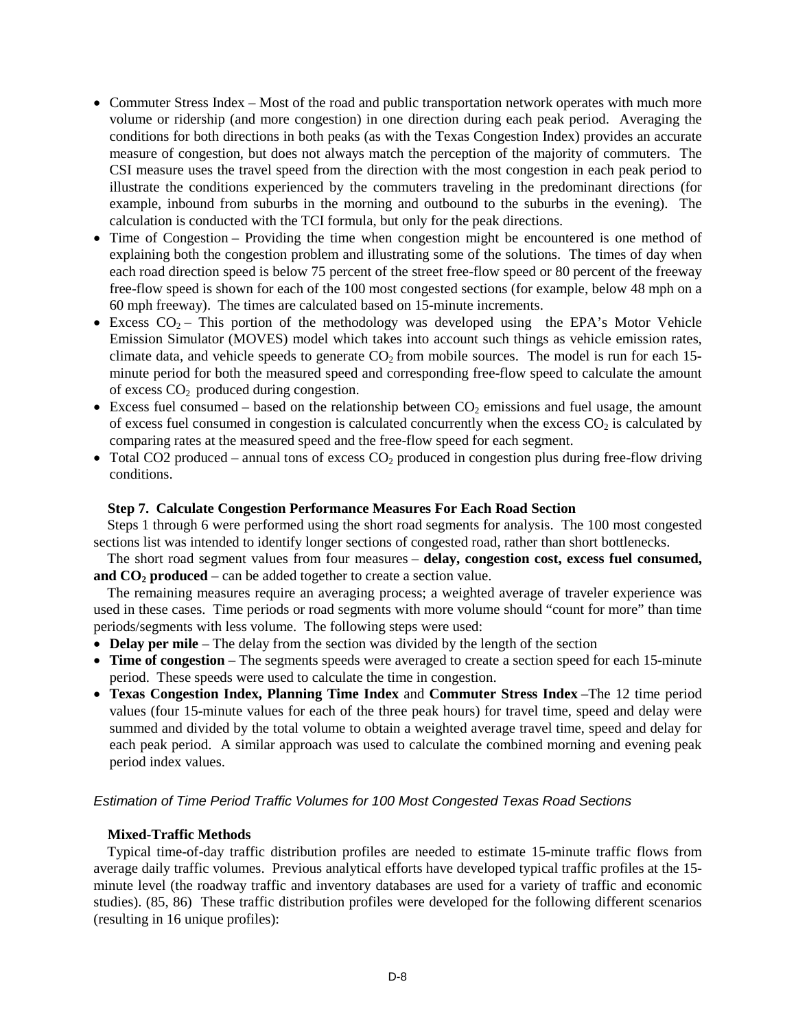- Commuter Stress Index – Most of the road and public transportation network operates with much more volume or ridership (and more congestion) in one direction during each peak period. Averaging the conditions for both directions in both peaks (as with the Texas Congestion Index) provides an accurate measure of congestion, but does not always match the perception of the majority of commuters. The CSI measure uses the travel speed from the direction with the most congestion in each peak period to illustrate the conditions experienced by the commuters traveling in the predominant directions (for example, inbound from suburbs in the morning and outbound to the suburbs in the evening). The calculation is conducted with the TCI formula, but only for the peak directions.
- Time of Congestion – Providing the time when congestion might be encountered is one method of explaining both the congestion problem and illustrating some of the solutions. The times of day when each road direction speed is below 75 percent of the street free-flow speed or 80 percent of the freeway free-flow speed is shown for each of the 100 most congested sections (for example, below 48 mph on a 60 mph freeway). The times are calculated based on 15-minute increments.
- Excess $CO_2$ – This portion of the methodology was developed using the EPA's Motor Vehicle Emission Simulator (MOVES) model which takes into account such things as vehicle emission rates, climate data, and vehicle speeds to generate $CO_2$ from mobile sources. The model is run for each 15-minute period for both the measured speed and corresponding free-flow speed to calculate the amount of excess $CO_2$ produced during congestion.
- Excess fuel consumed – based on the relationship between $CO_2$ emissions and fuel usage, the amount of excess fuel consumed in congestion is calculated concurrently when the excess $CO_2$ is calculated by comparing rates at the measured speed and the free-flow speed for each segment.
- Total CO2 produced – annual tons of excess $CO_2$ produced in congestion plus during free-flow driving conditions.

**Step 7. Calculate Congestion Performance Measures For Each Road Section**

Steps 1 through 6 were performed using the short road segments for analysis. The 100 most congested sections list was intended to identify longer sections of congested road, rather than short bottlenecks.

The short road segment values from four measures – **delay, congestion cost, excess fuel consumed, and $CO_2$ produced** – can be added together to create a section value.

The remaining measures require an averaging process; a weighted average of traveler experience was used in these cases. Time periods or road segments with more volume should "count for more" than time periods/segments with less volume. The following steps were used:

- **Delay per mile** – The delay from the section was divided by the length of the section
- **Time of congestion** – The segments speeds were averaged to create a section speed for each 15-minute period. These speeds were used to calculate the time in congestion.
- **Texas Congestion Index, Planning Time Index** and **Commuter Stress Index** –The 12 time period values (four 15-minute values for each of the three peak hours) for travel time, speed and delay were summed and divided by the total volume to obtain a weighted average travel time, speed and delay for each peak period. A similar approach was used to calculate the combined morning and evening peak period index values.

*Estimation of Time Period Traffic Volumes for 100 Most Congested Texas Road Sections*

**Mixed-Traffic Methods**

Typical time-of-day traffic distribution profiles are needed to estimate 15-minute traffic flows from average daily traffic volumes. Previous analytical efforts have developed typical traffic profiles at the 15-minute level (the roadway traffic and inventory databases are used for a variety of traffic and economic studies). (85, 86) These traffic distribution profiles were developed for the following different scenarios (resulting in 16 unique profiles):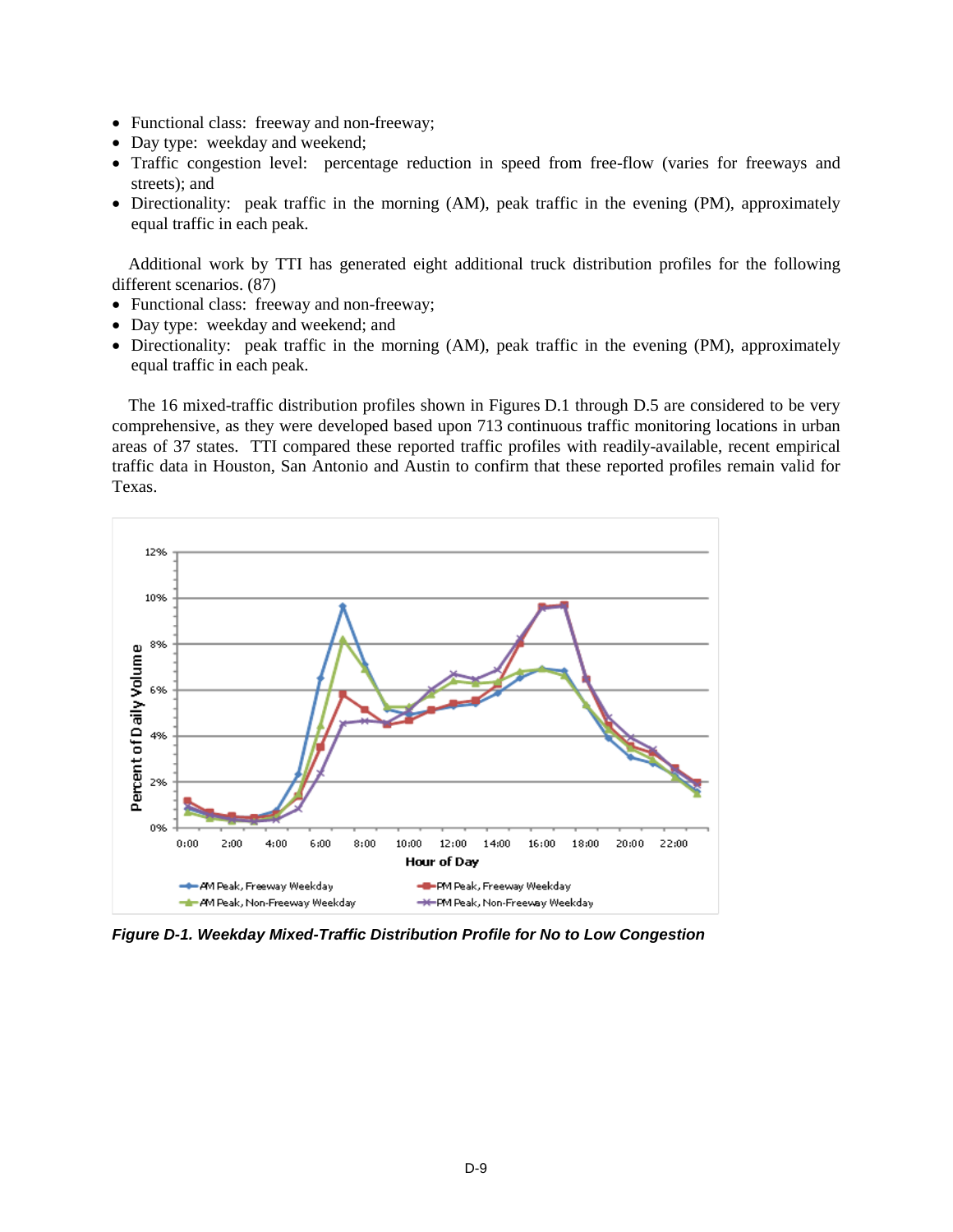- Functional class: freeway and non-freeway;
- Day type: weekday and weekend;
- Traffic congestion level: percentage reduction in speed from free-flow (varies for freeways and streets); and
- Directionality: peak traffic in the morning (AM), peak traffic in the evening (PM), approximately equal traffic in each peak.

Additional work by TTI has generated eight additional truck distribution profiles for the following different scenarios. (87)

- Functional class: freeway and non-freeway;
- Day type: weekday and weekend; and
- Directionality: peak traffic in the morning (AM), peak traffic in the evening (PM), approximately equal traffic in each peak.

The 16 mixed-traffic distribution profiles shown in Figures D.1 through D.5 are considered to be very comprehensive, as they were developed based upon 713 continuous traffic monitoring locations in urban areas of 37 states. TTI compared these reported traffic profiles with readily-available, recent empirical traffic data in Houston, San Antonio and Austin to confirm that these reported profiles remain valid for Texas.

*Figure D-1. Weekday Mixed-Traffic Distribution Profile for No to Low Congestion*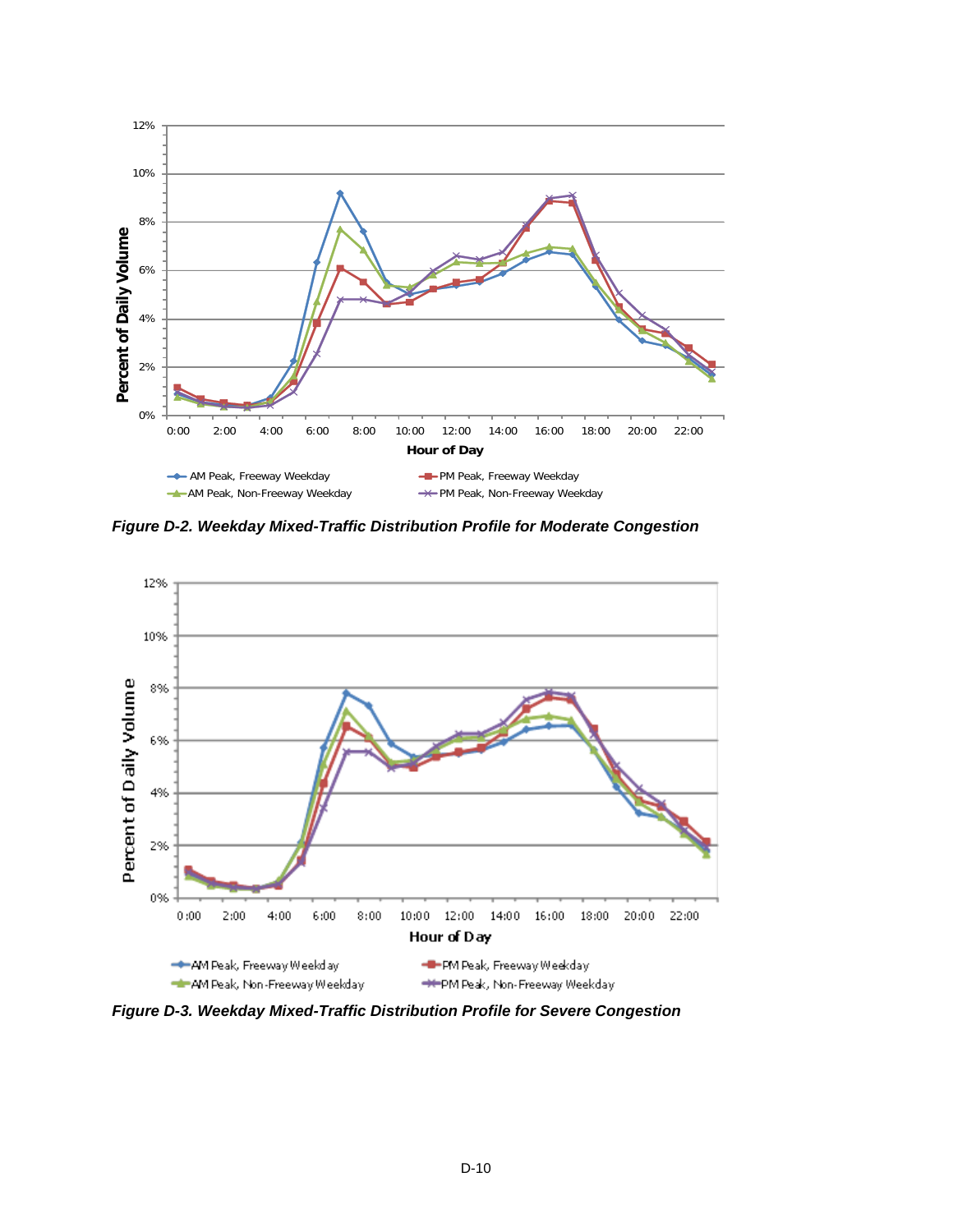*Figure D-2. Weekday Mixed-Traffic Distribution Profile for Moderate Congestion*

*Figure D-3. Weekday Mixed-Traffic Distribution Profile for Severe Congestion*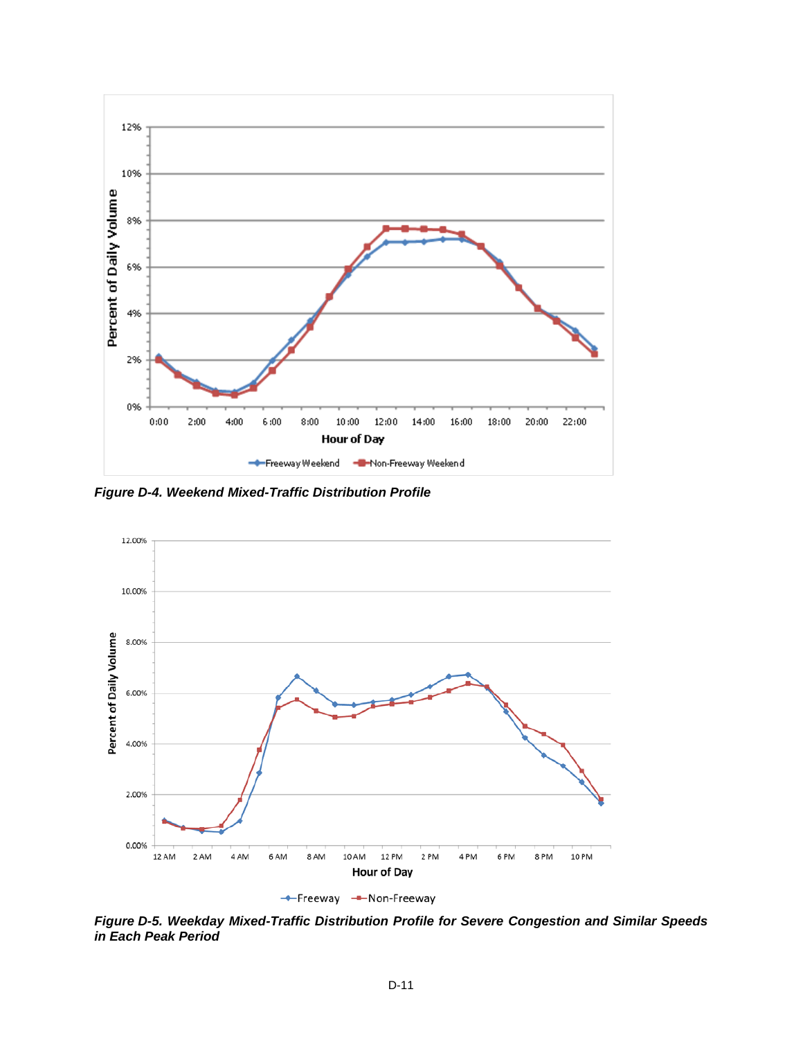*Figure D-4. Weekend Mixed-Traffic Distribution Profile*

*Figure D-5. Weekday Mixed-Traffic Distribution Profile for Severe Congestion and Similar Speeds in Each Peak Period*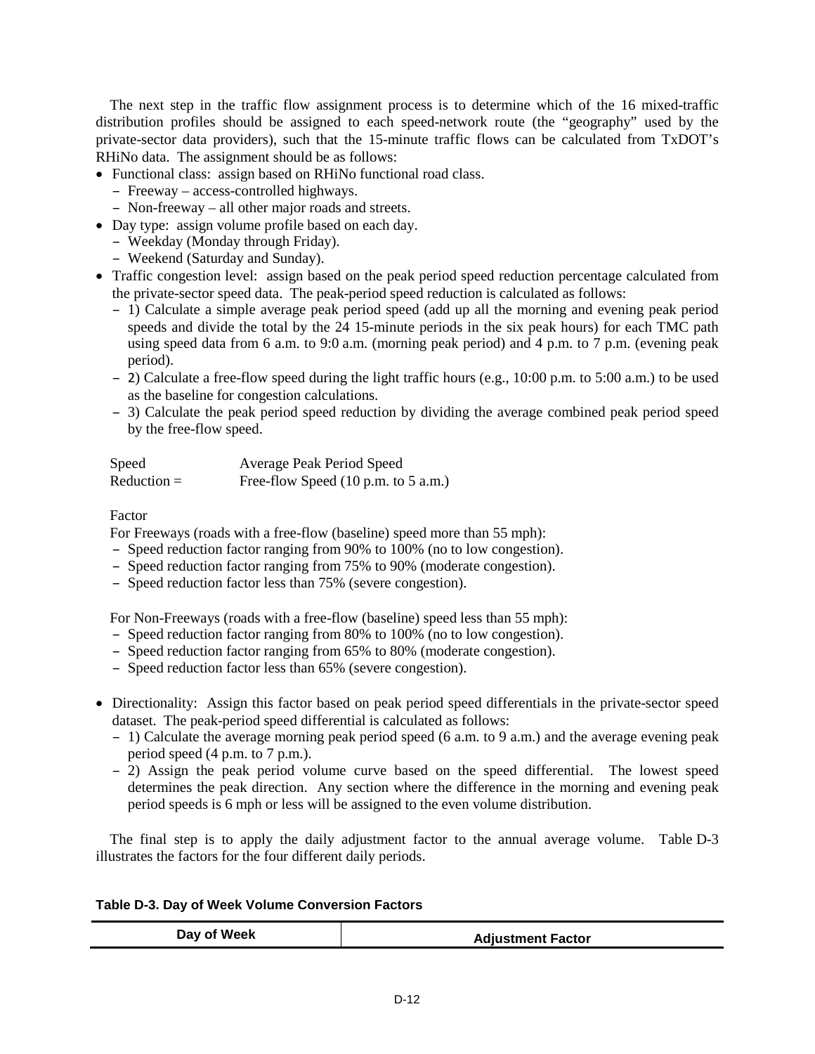The next step in the traffic flow assignment process is to determine which of the 16 mixed-traffic distribution profiles should be assigned to each speed-network route (the "geography" used by the private-sector data providers), such that the 15-minute traffic flows can be calculated from TxDOT's RHiNo data. The assignment should be as follows:

- Functional class: assign based on RHiNo functional road class.
  - Freeway – access-controlled highways.
  - Non-freeway – all other major roads and streets.
- Day type: assign volume profile based on each day.
  - Weekday (Monday through Friday).
  - Weekend (Saturday and Sunday).
- Traffic congestion level: assign based on the peak period speed reduction percentage calculated from the private-sector speed data. The peak-period speed reduction is calculated as follows:
  - 1) Calculate a simple average peak period speed (add up all the morning and evening peak period speeds and divide the total by the 24 15-minute periods in the six peak hours) for each TMC path using speed data from 6 a.m. to 9:0 a.m. (morning peak period) and 4 p.m. to 7 p.m. (evening peak period).
  - 2) Calculate a free-flow speed during the light traffic hours (e.g., 10:00 p.m. to 5:00 a.m.) to be used as the baseline for congestion calculations.
  - 3) Calculate the peak period speed reduction by dividing the average combined peak period speed by the free-flow speed.

$$\text{Speed Reduction Factor} = \frac{\text{Average Peak Period Speed}}{\text{Free-flow Speed (10 p.m. to 5 a.m.)}}$$

  For Freeways (roads with a free-flow (baseline) speed more than 55 mph):
  - Speed reduction factor ranging from 90% to 100% (no to low congestion).
  - Speed reduction factor ranging from 75% to 90% (moderate congestion).
  - Speed reduction factor less than 75% (severe congestion).

  For Non-Freeways (roads with a free-flow (baseline) speed less than 55 mph):
  - Speed reduction factor ranging from 80% to 100% (no to low congestion).
  - Speed reduction factor ranging from 65% to 80% (moderate congestion).
  - Speed reduction factor less than 65% (severe congestion).

- Directionality: Assign this factor based on peak period speed differentials in the private-sector speed dataset. The peak-period speed differential is calculated as follows:
  - 1) Calculate the average morning peak period speed (6 a.m. to 9 a.m.) and the average evening peak period speed (4 p.m. to 7 p.m.).
  - 2) Assign the peak period volume curve based on the speed differential. The lowest speed determines the peak direction. Any section where the difference in the morning and evening peak period speeds is 6 mph or less will be assigned to the even volume distribution.

The final step is to apply the daily adjustment factor to the annual average volume. Table D-3 illustrates the factors for the four different daily periods.

**Table D-3. Day of Week Volume Conversion Factors**

| Day of Week | Adjustment Factor |
|---|---|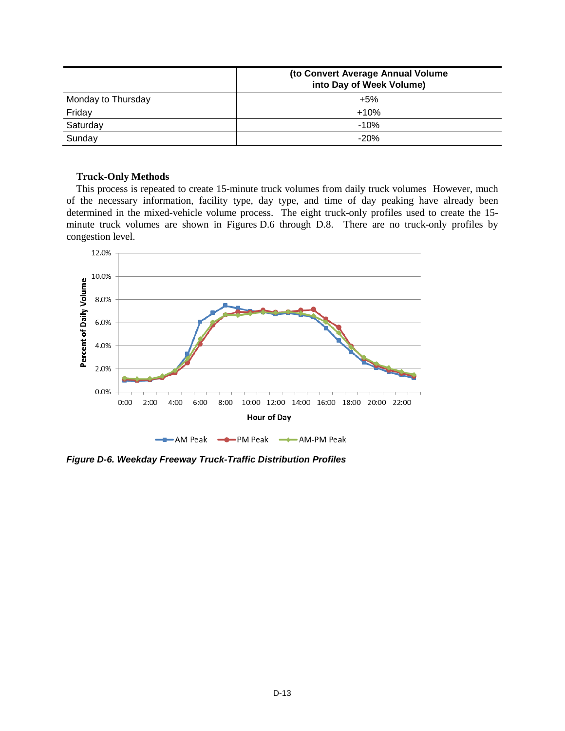| | (to Convert Average Annual Volume into Day of Week Volume) |
|---|---|
| Monday to Thursday | +5% |
| Friday | +10% |
| Saturday | -10% |
| Sunday | -20% |

**Truck-Only Methods**

This process is repeated to create 15-minute truck volumes from daily truck volumes However, much of the necessary information, facility type, day type, and time of day peaking have already been determined in the mixed-vehicle volume process. The eight truck-only profiles used to create the 15-minute truck volumes are shown in Figures D.6 through D.8. There are no truck-only profiles by congestion level.

*Figure D-6. Weekday Freeway Truck-Traffic Distribution Profiles*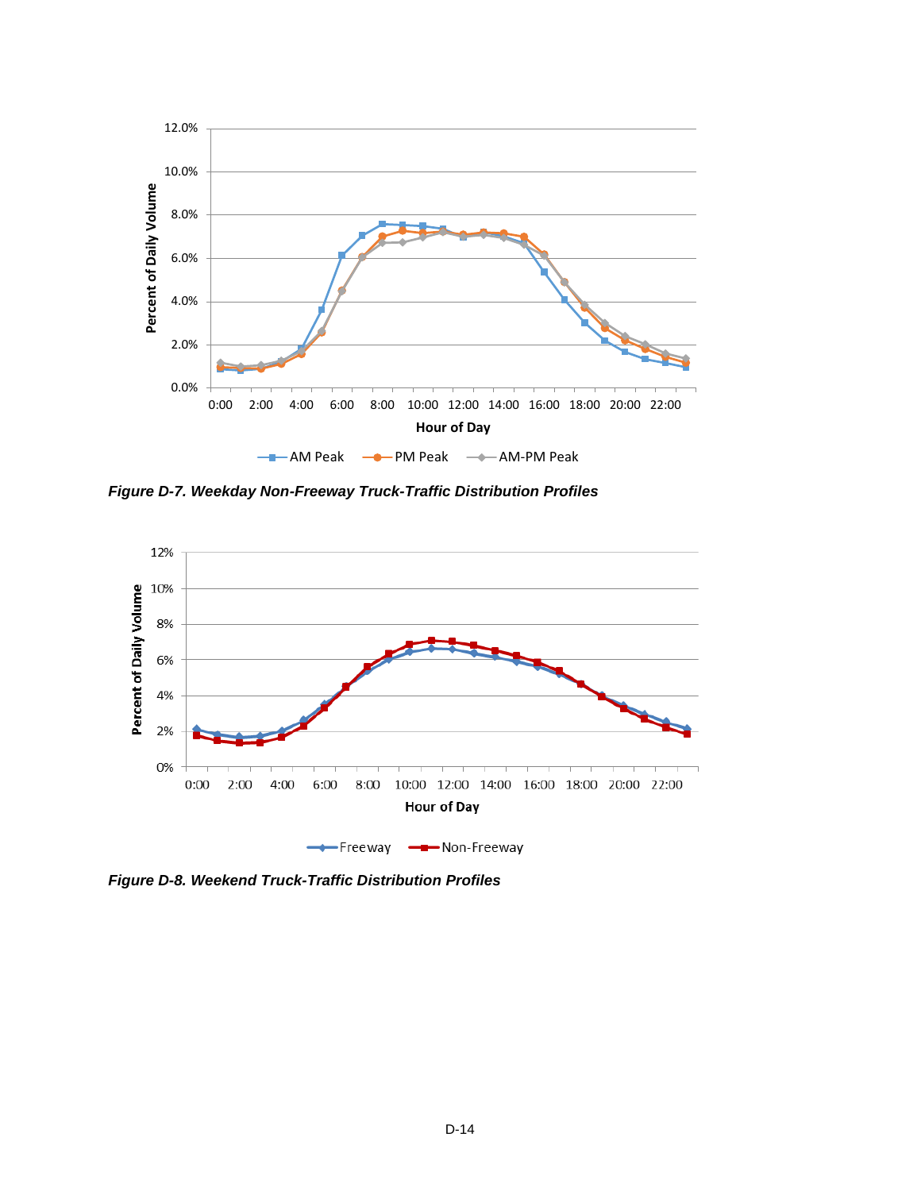*Figure D-7. Weekday Non-Freeway Truck-Traffic Distribution Profiles*

*Figure D-8. Weekend Truck-Traffic Distribution Profiles*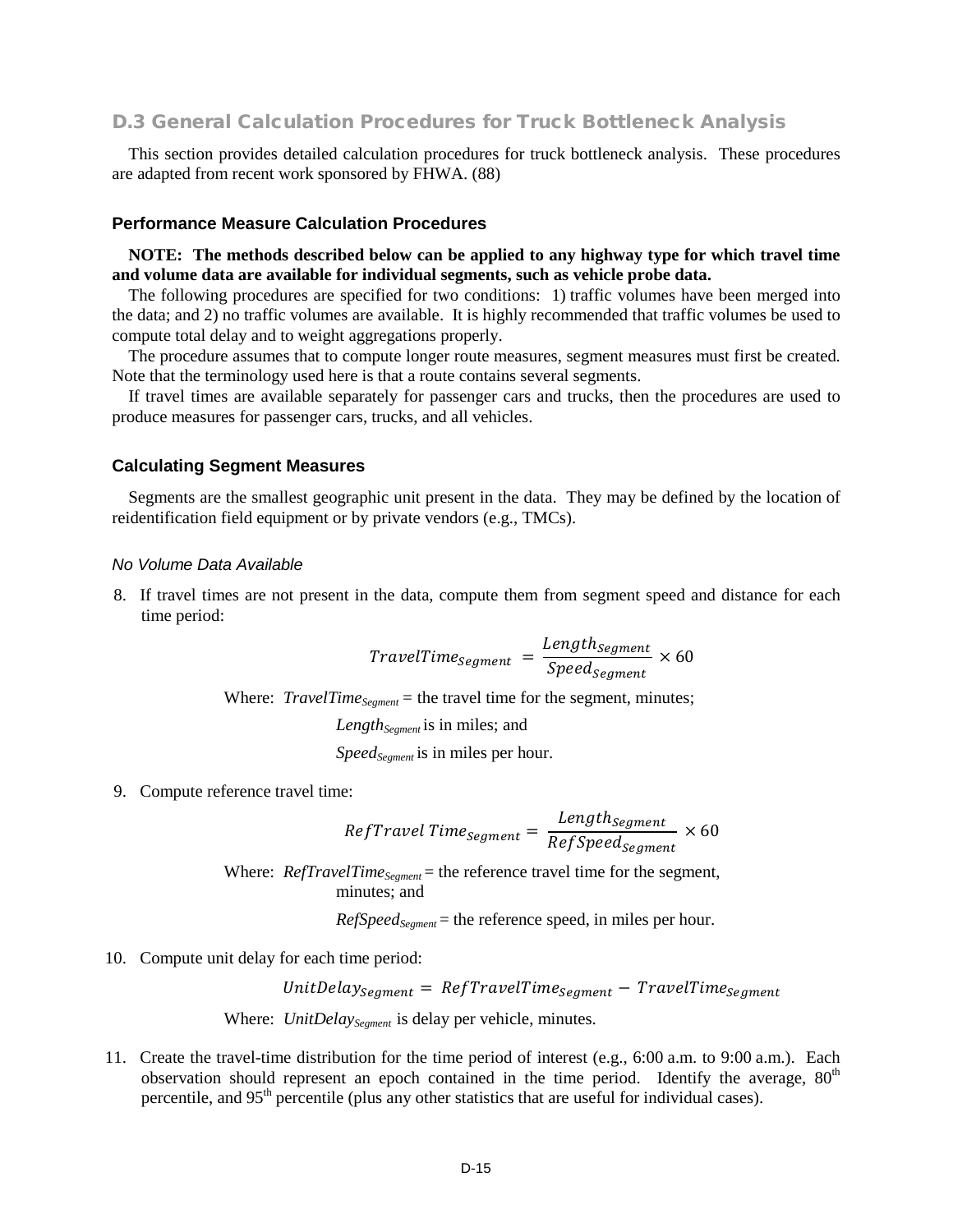## D.3 General Calculation Procedures for Truck Bottleneck Analysis

This section provides detailed calculation procedures for truck bottleneck analysis. These procedures are adapted from recent work sponsored by FHWA. (88)

### Performance Measure Calculation Procedures

**NOTE: The methods described below can be applied to any highway type for which travel time and volume data are available for individual segments, such as vehicle probe data.**

The following procedures are specified for two conditions: 1) traffic volumes have been merged into the data; and 2) no traffic volumes are available. It is highly recommended that traffic volumes be used to compute total delay and to weight aggregations properly.

The procedure assumes that to compute longer route measures, segment measures must first be created. Note that the terminology used here is that a route contains several segments.

If travel times are available separately for passenger cars and trucks, then the procedures are used to produce measures for passenger cars, trucks, and all vehicles.

### Calculating Segment Measures

Segments are the smallest geographic unit present in the data. They may be defined by the location of reidentification field equipment or by private vendors (e.g., TMCs).

#### *No Volume Data Available*

8. If travel times are not present in the data, compute them from segment speed and distance for each time period:

$$TravelTime_{Segment} = \frac{Length_{Segment}}{Speed_{Segment}} \times 60$$

Where: $TravelTime_{Segment}$ = the travel time for the segment, minutes;

$Length_{Segment}$ is in miles; and

$Speed_{Segment}$ is in miles per hour.

9. Compute reference travel time:

$$RefTravel\ Time_{Segment} = \frac{Length_{Segment}}{RefSpeed_{Segment}} \times 60$$

Where: $RefTravelTime_{Segment}$ = the reference travel time for the segment, minutes; and

$RefSpeed_{Segment}$ = the reference speed, in miles per hour.

10. Compute unit delay for each time period:

$$UnitDelay_{Segment} = RefTravelTime_{Segment} - TravelTime_{Segment}$$

Where: $UnitDelay_{Segment}$ is delay per vehicle, minutes.

11. Create the travel-time distribution for the time period of interest (e.g., 6:00 a.m. to 9:00 a.m.). Each observation should represent an epoch contained in the time period. Identify the average, $80^{th}$ percentile, and $95^{th}$ percentile (plus any other statistics that are useful for individual cases).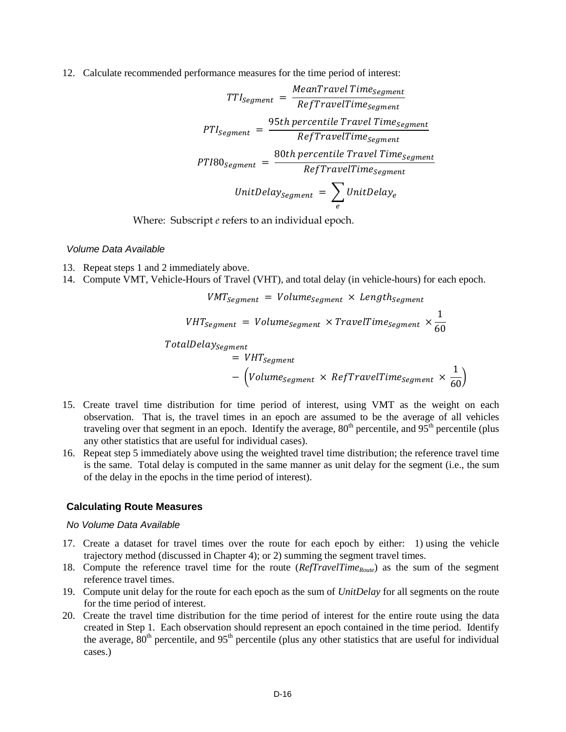12. Calculate recommended performance measures for the time period of interest:

$$TTI_{Segment} = \frac{MeanTravel\,Time_{Segment}}{RefTravelTime_{Segment}}$$

$$PTI_{Segment} = \frac{95th\ percentile\ Travel\ Time_{Segment}}{RefTravelTime_{Segment}}$$

$$PTI80_{Segment} = \frac{80th\ percentile\ Travel\ Time_{Segment}}{RefTravelTime_{Segment}}$$

$$UnitDelay_{Segment} = \sum_{e} UnitDelay_{e}$$

Where: Subscript *e* refers to an individual epoch.

*Volume Data Available*

13. Repeat steps 1 and 2 immediately above.
14. Compute VMT, Vehicle-Hours of Travel (VHT), and total delay (in vehicle-hours) for each epoch.

$$VMT_{Segment} = Volume_{Segment} \times Length_{Segment}$$

$$VHT_{Segment} = Volume_{Segment} \times TravelTime_{Segment} \times \frac{1}{60}$$

$$TotalDelay_{Segment} = VHT_{Segment} - \left(Volume_{Segment} \times RefTravelTime_{Segment} \times \frac{1}{60}\right)$$

15. Create travel time distribution for time period of interest, using VMT as the weight on each observation. That is, the travel times in an epoch are assumed to be the average of all vehicles traveling over that segment in an epoch. Identify the average, 80th percentile, and 95th percentile (plus any other statistics that are useful for individual cases).
16. Repeat step 5 immediately above using the weighted travel time distribution; the reference travel time is the same. Total delay is computed in the same manner as unit delay for the segment (i.e., the sum of the delay in the epochs in the time period of interest).

### Calculating Route Measures

*No Volume Data Available*

17. Create a dataset for travel times over the route for each epoch by either: 1) using the vehicle trajectory method (discussed in Chapter 4); or 2) summing the segment travel times.
18. Compute the reference travel time for the route ($RefTravelTime_{Route}$) as the sum of the segment reference travel times.
19. Compute unit delay for the route for each epoch as the sum of *UnitDelay* for all segments on the route for the time period of interest.
20. Create the travel time distribution for the time period of interest for the entire route using the data created in Step 1. Each observation should represent an epoch contained in the time period. Identify the average, 80th percentile, and 95th percentile (plus any other statistics that are useful for individual cases.)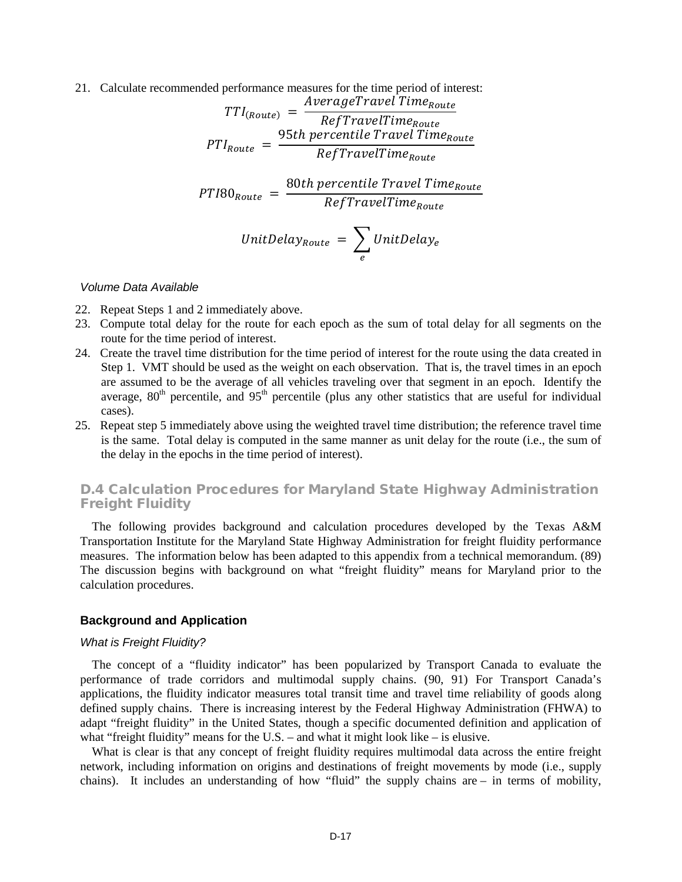21. Calculate recommended performance measures for the time period of interest:

$$TTI_{(Route)} = \frac{AverageTravel\ Time_{Route}}{RefTravelTime_{Route}}$$

$$PTI_{Route} = \frac{95th\ percentile\ Travel\ Time_{Route}}{RefTravelTime_{Route}}$$

$$PTI80_{Route} = \frac{80th\ percentile\ Travel\ Time_{Route}}{RefTravelTime_{Route}}$$

$$UnitDelay_{Route} = \sum_{e} UnitDelay_{e}$$

*Volume Data Available*

22. Repeat Steps 1 and 2 immediately above.
23. Compute total delay for the route for each epoch as the sum of total delay for all segments on the route for the time period of interest.
24. Create the travel time distribution for the time period of interest for the route using the data created in Step 1. VMT should be used as the weight on each observation. That is, the travel times in an epoch are assumed to be the average of all vehicles traveling over that segment in an epoch. Identify the average, 80th percentile, and 95th percentile (plus any other statistics that are useful for individual cases).
25. Repeat step 5 immediately above using the weighted travel time distribution; the reference travel time is the same. Total delay is computed in the same manner as unit delay for the route (i.e., the sum of the delay in the epochs in the time period of interest).

## D.4 Calculation Procedures for Maryland State Highway Administration Freight Fluidity

The following provides background and calculation procedures developed by the Texas A&M Transportation Institute for the Maryland State Highway Administration for freight fluidity performance measures. The information below has been adapted to this appendix from a technical memorandum. (89) The discussion begins with background on what "freight fluidity" means for Maryland prior to the calculation procedures.

### Background and Application

*What is Freight Fluidity?*

The concept of a "fluidity indicator" has been popularized by Transport Canada to evaluate the performance of trade corridors and multimodal supply chains. (90, 91) For Transport Canada's applications, the fluidity indicator measures total transit time and travel time reliability of goods along defined supply chains. There is increasing interest by the Federal Highway Administration (FHWA) to adapt "freight fluidity" in the United States, though a specific documented definition and application of what "freight fluidity" means for the U.S. – and what it might look like – is elusive.

What is clear is that any concept of freight fluidity requires multimodal data across the entire freight network, including information on origins and destinations of freight movements by mode (i.e., supply chains). It includes an understanding of how "fluid" the supply chains are – in terms of mobility,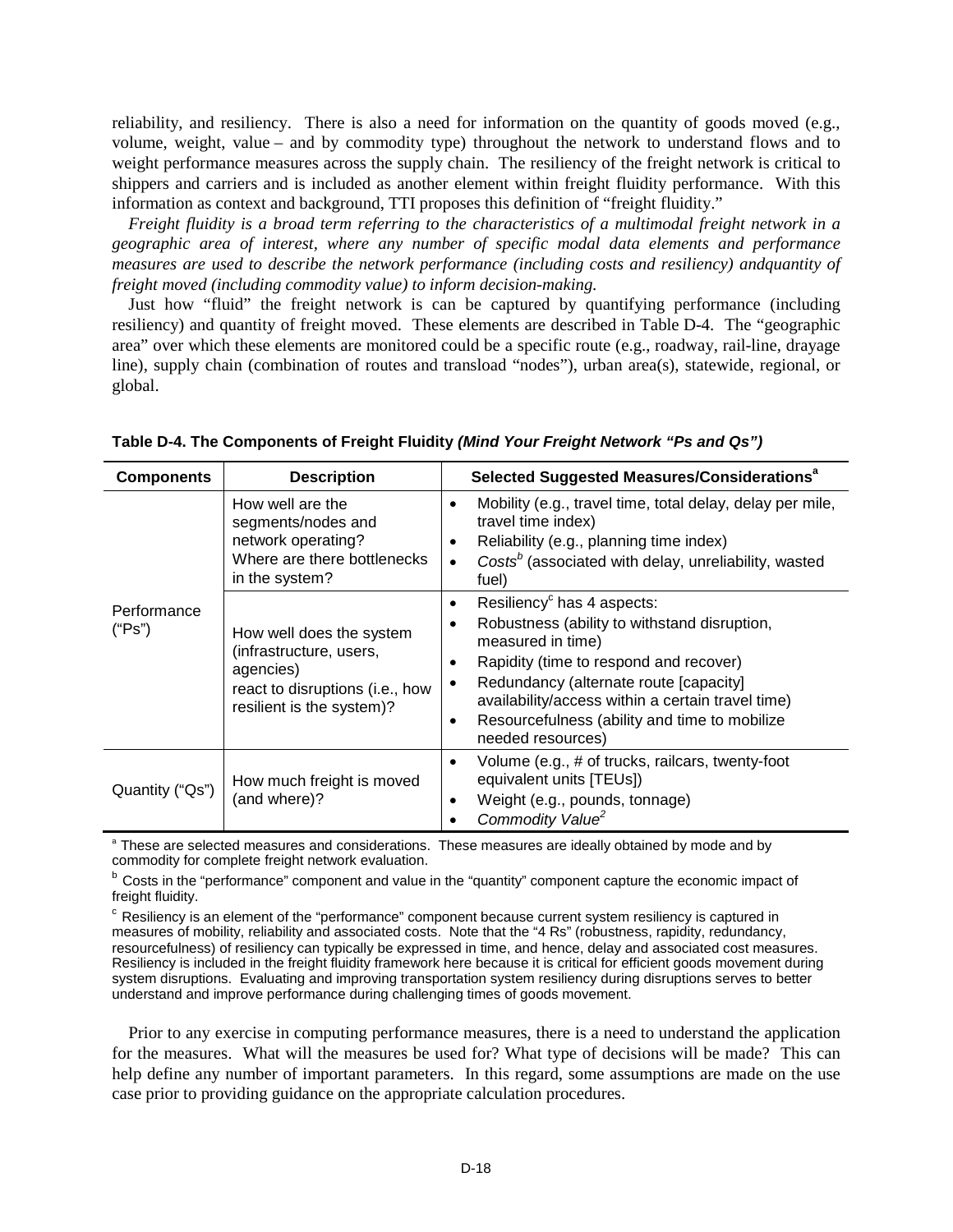reliability, and resiliency. There is also a need for information on the quantity of goods moved (e.g., volume, weight, value – and by commodity type) throughout the network to understand flows and to weight performance measures across the supply chain. The resiliency of the freight network is critical to shippers and carriers and is included as another element within freight fluidity performance. With this information as context and background, TTI proposes this definition of "freight fluidity."

*Freight fluidity is a broad term referring to the characteristics of a multimodal freight network in a geographic area of interest, where any number of specific modal data elements and performance measures are used to describe the network performance (including costs and resiliency) andquantity of freight moved (including commodity value) to inform decision-making.*

Just how "fluid" the freight network is can be captured by quantifying performance (including resiliency) and quantity of freight moved. These elements are described in Table D-4. The "geographic area" over which these elements are monitored could be a specific route (e.g., roadway, rail-line, drayage line), supply chain (combination of routes and transload "nodes"), urban area(s), statewide, regional, or global.

**Table D-4. The Components of Freight Fluidity *(Mind Your Freight Network "Ps and Qs")***

| Components | Description | Selected Suggested Measures/Considerations[a] |
|---|---|---|
| Performance ("Ps") | How well are the segments/nodes and network operating? Where are there bottlenecks in the system? | • Mobility (e.g., travel time, total delay, delay per mile, travel time index)<br>• Reliability (e.g., planning time index)<br>• *Costs*[b] (associated with delay, unreliability, wasted fuel) |
| | How well does the system (infrastructure, users, agencies) react to disruptions (i.e., how resilient is the system)? | • Resiliency[c] has 4 aspects:<br>• Robustness (ability to withstand disruption, measured in time)<br>• Rapidity (time to respond and recover)<br>• Redundancy (alternate route [capacity] availability/access within a certain travel time)<br>• Resourcefulness (ability and time to mobilize needed resources) |
| Quantity ("Qs") | How much freight is moved (and where)? | • Volume (e.g., # of trucks, railcars, twenty-foot equivalent units [TEUs])<br>• Weight (e.g., pounds, tonnage)<br>• *Commodity Value*[2] |

[a] These are selected measures and considerations. These measures are ideally obtained by mode and by commodity for complete freight network evaluation.

[b] Costs in the "performance" component and value in the "quantity" component capture the economic impact of freight fluidity.

[c] Resiliency is an element of the "performance" component because current system resiliency is captured in measures of mobility, reliability and associated costs. Note that the "4 Rs" (robustness, rapidity, redundancy, resourcefulness) of resiliency can typically be expressed in time, and hence, delay and associated cost measures. Resiliency is included in the freight fluidity framework here because it is critical for efficient goods movement during system disruptions. Evaluating and improving transportation system resiliency during disruptions serves to better understand and improve performance during challenging times of goods movement.

Prior to any exercise in computing performance measures, there is a need to understand the application for the measures. What will the measures be used for? What type of decisions will be made? This can help define any number of important parameters. In this regard, some assumptions are made on the use case prior to providing guidance on the appropriate calculation procedures.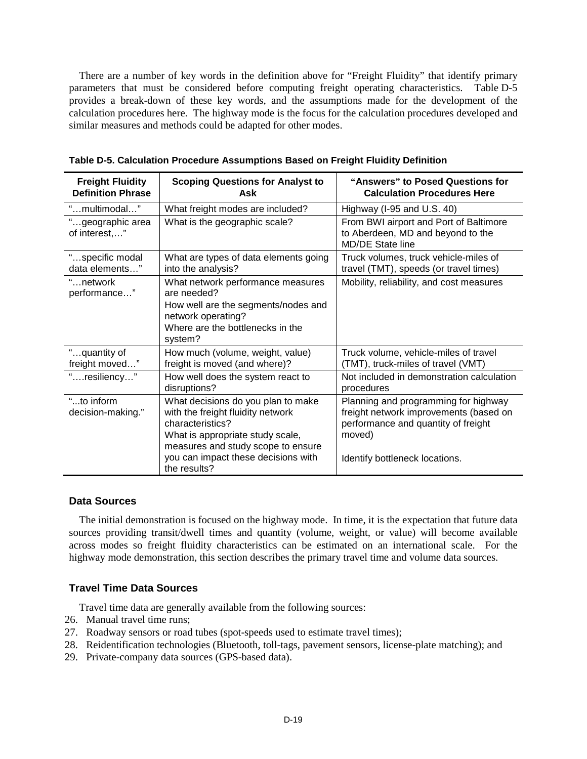There are a number of key words in the definition above for "Freight Fluidity" that identify primary parameters that must be considered before computing freight operating characteristics. Table D-5 provides a break-down of these key words, and the assumptions made for the development of the calculation procedures here. The highway mode is the focus for the calculation procedures developed and similar measures and methods could be adapted for other modes.

**Table D-5. Calculation Procedure Assumptions Based on Freight Fluidity Definition**

| Freight Fluidity Definition Phrase | Scoping Questions for Analyst to Ask | "Answers" to Posed Questions for Calculation Procedures Here |
|---|---|---|
| "…multimodal…" | What freight modes are included? | Highway (I-95 and U.S. 40) |
| "…geographic area of interest,…" | What is the geographic scale? | From BWI airport and Port of Baltimore to Aberdeen, MD and beyond to the MD/DE State line |
| "…specific modal data elements…" | What are types of data elements going into the analysis? | Truck volumes, truck vehicle-miles of travel (TMT), speeds (or travel times) |
| "…network performance…" | What network performance measures are needed?<br>How well are the segments/nodes and network operating?<br>Where are the bottlenecks in the system? | Mobility, reliability, and cost measures |
| "…quantity of freight moved…" | How much (volume, weight, value) freight is moved (and where)? | Truck volume, vehicle-miles of travel (TMT), truck-miles of travel (VMT) |
| "….resiliency…" | How well does the system react to disruptions? | Not included in demonstration calculation procedures |
| "...to inform decision-making." | What decisions do you plan to make with the freight fluidity network characteristics?<br>What is appropriate study scale, measures and study scope to ensure you can impact these decisions with the results? | Planning and programming for highway freight network improvements (based on performance and quantity of freight moved)<br><br>Identify bottleneck locations. |

## Data Sources

The initial demonstration is focused on the highway mode. In time, it is the expectation that future data sources providing transit/dwell times and quantity (volume, weight, or value) will become available across modes so freight fluidity characteristics can be estimated on an international scale. For the highway mode demonstration, this section describes the primary travel time and volume data sources.

## Travel Time Data Sources

Travel time data are generally available from the following sources:

26. Manual travel time runs;
27. Roadway sensors or road tubes (spot-speeds used to estimate travel times);
28. Reidentification technologies (Bluetooth, toll-tags, pavement sensors, license-plate matching); and
29. Private-company data sources (GPS-based data).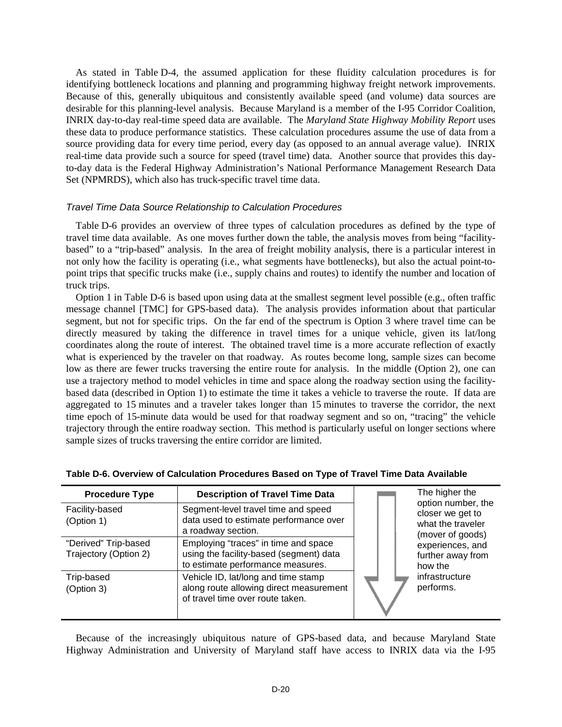As stated in Table D-4, the assumed application for these fluidity calculation procedures is for identifying bottleneck locations and planning and programming highway freight network improvements. Because of this, generally ubiquitous and consistently available speed (and volume) data sources are desirable for this planning-level analysis. Because Maryland is a member of the I-95 Corridor Coalition, INRIX day-to-day real-time speed data are available. The *Maryland State Highway Mobility Report* uses these data to produce performance statistics. These calculation procedures assume the use of data from a source providing data for every time period, every day (as opposed to an annual average value). INRIX real-time data provide such a source for speed (travel time) data. Another source that provides this day-to-day data is the Federal Highway Administration's National Performance Management Research Data Set (NPMRDS), which also has truck-specific travel time data.

### *Travel Time Data Source Relationship to Calculation Procedures*

Table D-6 provides an overview of three types of calculation procedures as defined by the type of travel time data available. As one moves further down the table, the analysis moves from being "facility-based" to a "trip-based" analysis. In the area of freight mobility analysis, there is a particular interest in not only how the facility is operating (i.e., what segments have bottlenecks), but also the actual point-to-point trips that specific trucks make (i.e., supply chains and routes) to identify the number and location of truck trips.

Option 1 in Table D-6 is based upon using data at the smallest segment level possible (e.g., often traffic message channel [TMC] for GPS-based data). The analysis provides information about that particular segment, but not for specific trips. On the far end of the spectrum is Option 3 where travel time can be directly measured by taking the difference in travel times for a unique vehicle, given its lat/long coordinates along the route of interest. The obtained travel time is a more accurate reflection of exactly what is experienced by the traveler on that roadway. As routes become long, sample sizes can become low as there are fewer trucks traversing the entire route for analysis. In the middle (Option 2), one can use a trajectory method to model vehicles in time and space along the roadway section using the facility-based data (described in Option 1) to estimate the time it takes a vehicle to traverse the route. If data are aggregated to 15 minutes and a traveler takes longer than 15 minutes to traverse the corridor, the next time epoch of 15-minute data would be used for that roadway segment and so on, "tracing" the vehicle trajectory through the entire roadway section. This method is particularly useful on longer sections where sample sizes of trucks traversing the entire corridor are limited.

**Table D-6. Overview of Calculation Procedures Based on Type of Travel Time Data Available**

| Procedure Type | Description of Travel Time Data | |
|---|---|---|
| Facility-based (Option 1) | Segment-level travel time and speed data used to estimate performance over a roadway section. | The higher the option number, the closer we get to what the traveler (mover of goods) experiences, and further away from how the infrastructure performs. |
| "Derived" Trip-based Trajectory (Option 2) | Employing "traces" in time and space using the facility-based (segment) data to estimate performance measures. | |
| Trip-based (Option 3) | Vehicle ID, lat/long and time stamp along route allowing direct measurement of travel time over route taken. | |

Because of the increasingly ubiquitous nature of GPS-based data, and because Maryland State Highway Administration and University of Maryland staff have access to INRIX data via the I-95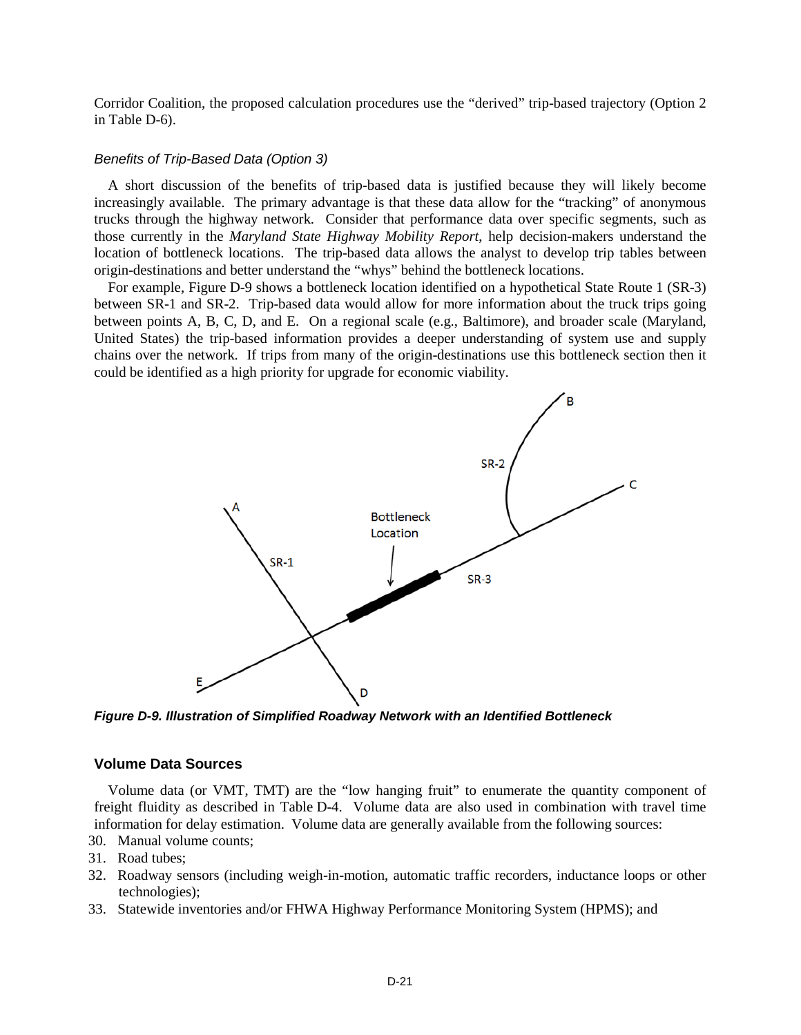Corridor Coalition, the proposed calculation procedures use the "derived" trip-based trajectory (Option 2 in Table D-6).

### *Benefits of Trip-Based Data (Option 3)*

A short discussion of the benefits of trip-based data is justified because they will likely become increasingly available. The primary advantage is that these data allow for the "tracking" of anonymous trucks through the highway network. Consider that performance data over specific segments, such as those currently in the *Maryland State Highway Mobility Report*, help decision-makers understand the location of bottleneck locations. The trip-based data allows the analyst to develop trip tables between origin-destinations and better understand the "whys" behind the bottleneck locations.

For example, Figure D-9 shows a bottleneck location identified on a hypothetical State Route 1 (SR-3) between SR-1 and SR-2. Trip-based data would allow for more information about the truck trips going between points A, B, C, D, and E. On a regional scale (e.g., Baltimore), and broader scale (Maryland, United States) the trip-based information provides a deeper understanding of system use and supply chains over the network. If trips from many of the origin-destinations use this bottleneck section then it could be identified as a high priority for upgrade for economic viability.

***Figure D-9. Illustration of Simplified Roadway Network with an Identified Bottleneck***

### Volume Data Sources

Volume data (or VMT, TMT) are the "low hanging fruit" to enumerate the quantity component of freight fluidity as described in Table D-4. Volume data are also used in combination with travel time information for delay estimation. Volume data are generally available from the following sources:

30. Manual volume counts;
31. Road tubes;
32. Roadway sensors (including weigh-in-motion, automatic traffic recorders, inductance loops or other technologies);
33. Statewide inventories and/or FHWA Highway Performance Monitoring System (HPMS); and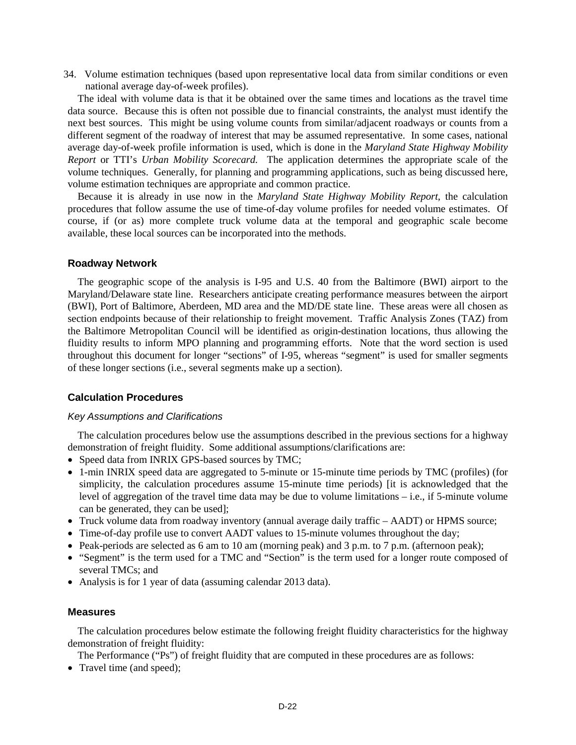34. Volume estimation techniques (based upon representative local data from similar conditions or even national average day-of-week profiles).

The ideal with volume data is that it be obtained over the same times and locations as the travel time data source. Because this is often not possible due to financial constraints, the analyst must identify the next best sources. This might be using volume counts from similar/adjacent roadways or counts from a different segment of the roadway of interest that may be assumed representative. In some cases, national average day-of-week profile information is used, which is done in the *Maryland State Highway Mobility Report* or TTI's *Urban Mobility Scorecard.* The application determines the appropriate scale of the volume techniques. Generally, for planning and programming applications, such as being discussed here, volume estimation techniques are appropriate and common practice.

Because it is already in use now in the *Maryland State Highway Mobility Report*, the calculation procedures that follow assume the use of time-of-day volume profiles for needed volume estimates. Of course, if (or as) more complete truck volume data at the temporal and geographic scale become available, these local sources can be incorporated into the methods.

## Roadway Network

The geographic scope of the analysis is I-95 and U.S. 40 from the Baltimore (BWI) airport to the Maryland/Delaware state line. Researchers anticipate creating performance measures between the airport (BWI), Port of Baltimore, Aberdeen, MD area and the MD/DE state line. These areas were all chosen as section endpoints because of their relationship to freight movement. Traffic Analysis Zones (TAZ) from the Baltimore Metropolitan Council will be identified as origin-destination locations, thus allowing the fluidity results to inform MPO planning and programming efforts. Note that the word section is used throughout this document for longer "sections" of I-95, whereas "segment" is used for smaller segments of these longer sections (i.e., several segments make up a section).

## Calculation Procedures

### *Key Assumptions and Clarifications*

The calculation procedures below use the assumptions described in the previous sections for a highway demonstration of freight fluidity. Some additional assumptions/clarifications are:

- Speed data from INRIX GPS-based sources by TMC;
- 1-min INRIX speed data are aggregated to 5-minute or 15-minute time periods by TMC (profiles) (for simplicity, the calculation procedures assume 15-minute time periods) [it is acknowledged that the level of aggregation of the travel time data may be due to volume limitations – i.e., if 5-minute volume can be generated, they can be used];
- Truck volume data from roadway inventory (annual average daily traffic – AADT) or HPMS source;
- Time-of-day profile use to convert AADT values to 15-minute volumes throughout the day;
- Peak-periods are selected as 6 am to 10 am (morning peak) and 3 p.m. to 7 p.m. (afternoon peak);
- "Segment" is the term used for a TMC and "Section" is the term used for a longer route composed of several TMCs; and
- Analysis is for 1 year of data (assuming calendar 2013 data).

## Measures

The calculation procedures below estimate the following freight fluidity characteristics for the highway demonstration of freight fluidity:

The Performance ("Ps") of freight fluidity that are computed in these procedures are as follows:

- Travel time (and speed);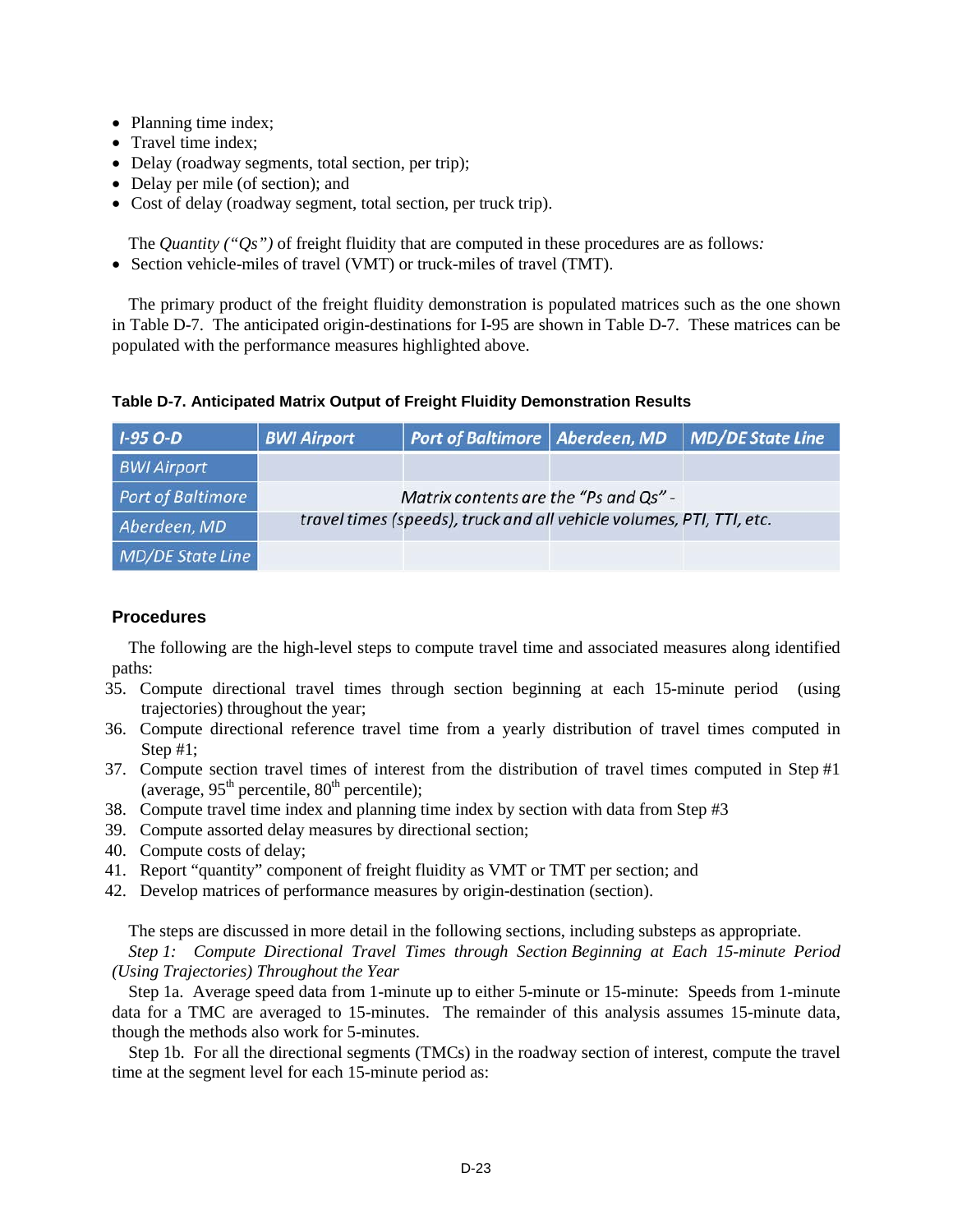- Planning time index;
- Travel time index;
- Delay (roadway segments, total section, per trip);
- Delay per mile (of section); and
- Cost of delay (roadway segment, total section, per truck trip).

The *Quantity ("Qs")* of freight fluidity that are computed in these procedures are as follows*:*

- Section vehicle-miles of travel (VMT) or truck-miles of travel (TMT).

The primary product of the freight fluidity demonstration is populated matrices such as the one shown in Table D-7. The anticipated origin-destinations for I-95 are shown in Table D-7. These matrices can be populated with the performance measures highlighted above.

**Table D-7. Anticipated Matrix Output of Freight Fluidity Demonstration Results**

| *I-95 O-D* | *BWI Airport* | *Port of Baltimore* | *Aberdeen, MD* | *MD/DE State Line* |
|---|---|---|---|---|
| *BWI Airport* | | | | |
| *Port of Baltimore* | *Matrix contents are the "Ps and Qs" - travel times (speeds), truck and all vehicle volumes, PTI, TTI, etc.* | | | |
| *Aberdeen, MD* | | | | |
| *MD/DE State Line* | | | | |

### Procedures

The following are the high-level steps to compute travel time and associated measures along identified paths:

35. Compute directional travel times through section beginning at each 15-minute period (using trajectories) throughout the year;
36. Compute directional reference travel time from a yearly distribution of travel times computed in Step #1;
37. Compute section travel times of interest from the distribution of travel times computed in Step #1 (average, 95th percentile, 80th percentile);
38. Compute travel time index and planning time index by section with data from Step #3
39. Compute assorted delay measures by directional section;
40. Compute costs of delay;
41. Report "quantity" component of freight fluidity as VMT or TMT per section; and
42. Develop matrices of performance measures by origin-destination (section).

The steps are discussed in more detail in the following sections, including substeps as appropriate.

*Step 1: Compute Directional Travel Times through Section Beginning at Each 15-minute Period (Using Trajectories) Throughout the Year*

Step 1a. Average speed data from 1-minute up to either 5-minute or 15-minute: Speeds from 1-minute data for a TMC are averaged to 15-minutes. The remainder of this analysis assumes 15-minute data, though the methods also work for 5-minutes.

Step 1b. For all the directional segments (TMCs) in the roadway section of interest, compute the travel time at the segment level for each 15-minute period as: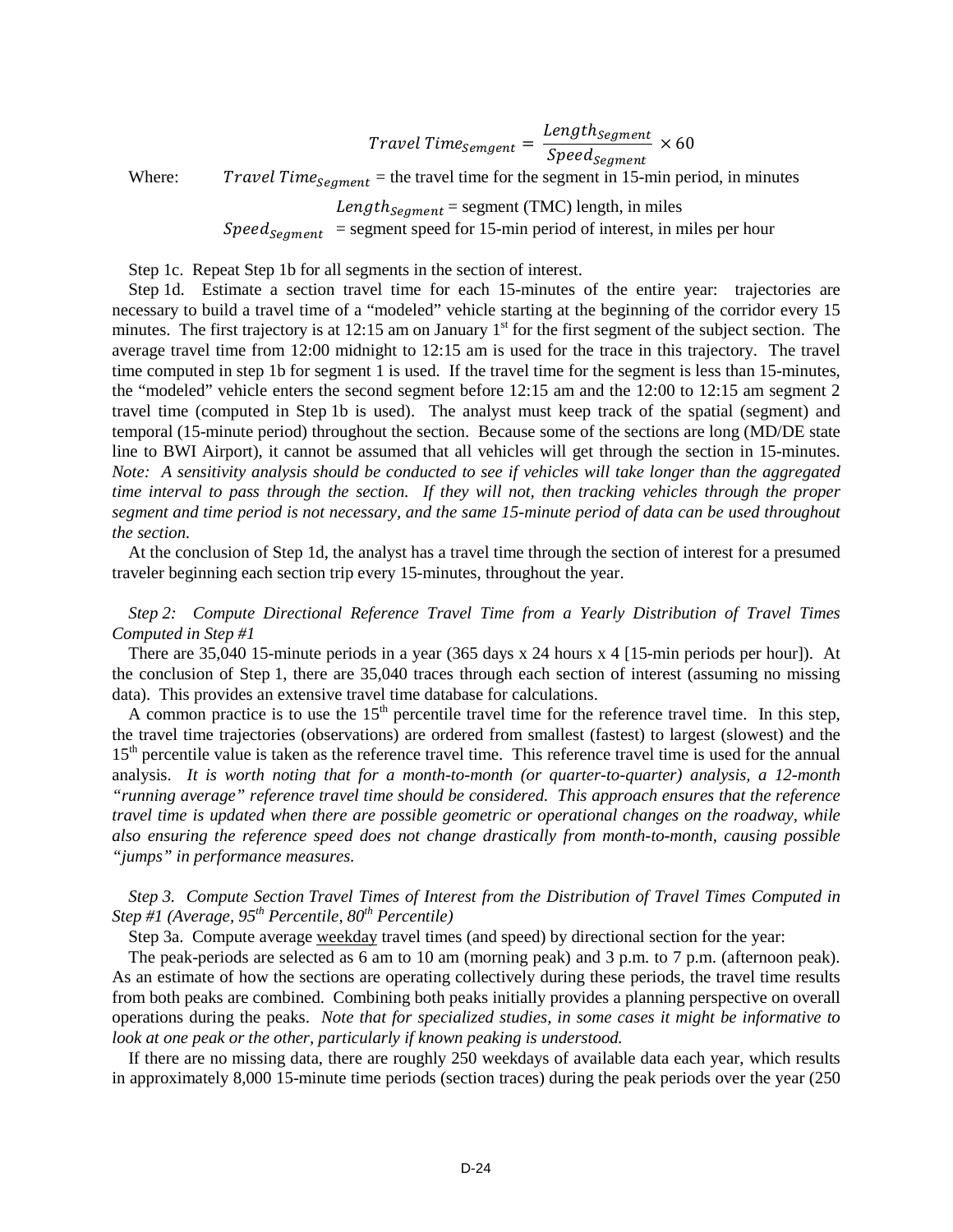$$Travel\ Time_{Semgent} = \frac{Length_{Segment}}{Speed_{Segment}} \times 60$$

Where: $Travel\ Time_{Segment}$ = the travel time for the segment in 15-min period, in minutes

$Length_{Segment}$ = segment (TMC) length, in miles

$Speed_{Segment}$ = segment speed for 15-min period of interest, in miles per hour

Step 1c. Repeat Step 1b for all segments in the section of interest.

Step 1d. Estimate a section travel time for each 15-minutes of the entire year: trajectories are necessary to build a travel time of a "modeled" vehicle starting at the beginning of the corridor every 15 minutes. The first trajectory is at 12:15 am on January 1st for the first segment of the subject section. The average travel time from 12:00 midnight to 12:15 am is used for the trace in this trajectory. The travel time computed in step 1b for segment 1 is used. If the travel time for the segment is less than 15-minutes, the "modeled" vehicle enters the second segment before 12:15 am and the 12:00 to 12:15 am segment 2 travel time (computed in Step 1b is used). The analyst must keep track of the spatial (segment) and temporal (15-minute period) throughout the section. Because some of the sections are long (MD/DE state line to BWI Airport), it cannot be assumed that all vehicles will get through the section in 15-minutes. *Note: A sensitivity analysis should be conducted to see if vehicles will take longer than the aggregated time interval to pass through the section. If they will not, then tracking vehicles through the proper segment and time period is not necessary, and the same 15-minute period of data can be used throughout the section.*

At the conclusion of Step 1d, the analyst has a travel time through the section of interest for a presumed traveler beginning each section trip every 15-minutes, throughout the year.

*Step 2: Compute Directional Reference Travel Time from a Yearly Distribution of Travel Times Computed in Step #1*

There are 35,040 15-minute periods in a year (365 days x 24 hours x 4 [15-min periods per hour]). At the conclusion of Step 1, there are 35,040 traces through each section of interest (assuming no missing data). This provides an extensive travel time database for calculations.

A common practice is to use the 15th percentile travel time for the reference travel time. In this step, the travel time trajectories (observations) are ordered from smallest (fastest) to largest (slowest) and the 15th percentile value is taken as the reference travel time. This reference travel time is used for the annual analysis. *It is worth noting that for a month-to-month (or quarter-to-quarter) analysis, a 12-month "running average" reference travel time should be considered. This approach ensures that the reference travel time is updated when there are possible geometric or operational changes on the roadway, while also ensuring the reference speed does not change drastically from month-to-month, causing possible "jumps" in performance measures.*

*Step 3. Compute Section Travel Times of Interest from the Distribution of Travel Times Computed in Step #1 (Average, 95th Percentile, 80th Percentile)*

Step 3a. Compute average weekday travel times (and speed) by directional section for the year:

The peak-periods are selected as 6 am to 10 am (morning peak) and 3 p.m. to 7 p.m. (afternoon peak). As an estimate of how the sections are operating collectively during these periods, the travel time results from both peaks are combined. Combining both peaks initially provides a planning perspective on overall operations during the peaks. *Note that for specialized studies, in some cases it might be informative to look at one peak or the other, particularly if known peaking is understood.*

If there are no missing data, there are roughly 250 weekdays of available data each year, which results in approximately 8,000 15-minute time periods (section traces) during the peak periods over the year (250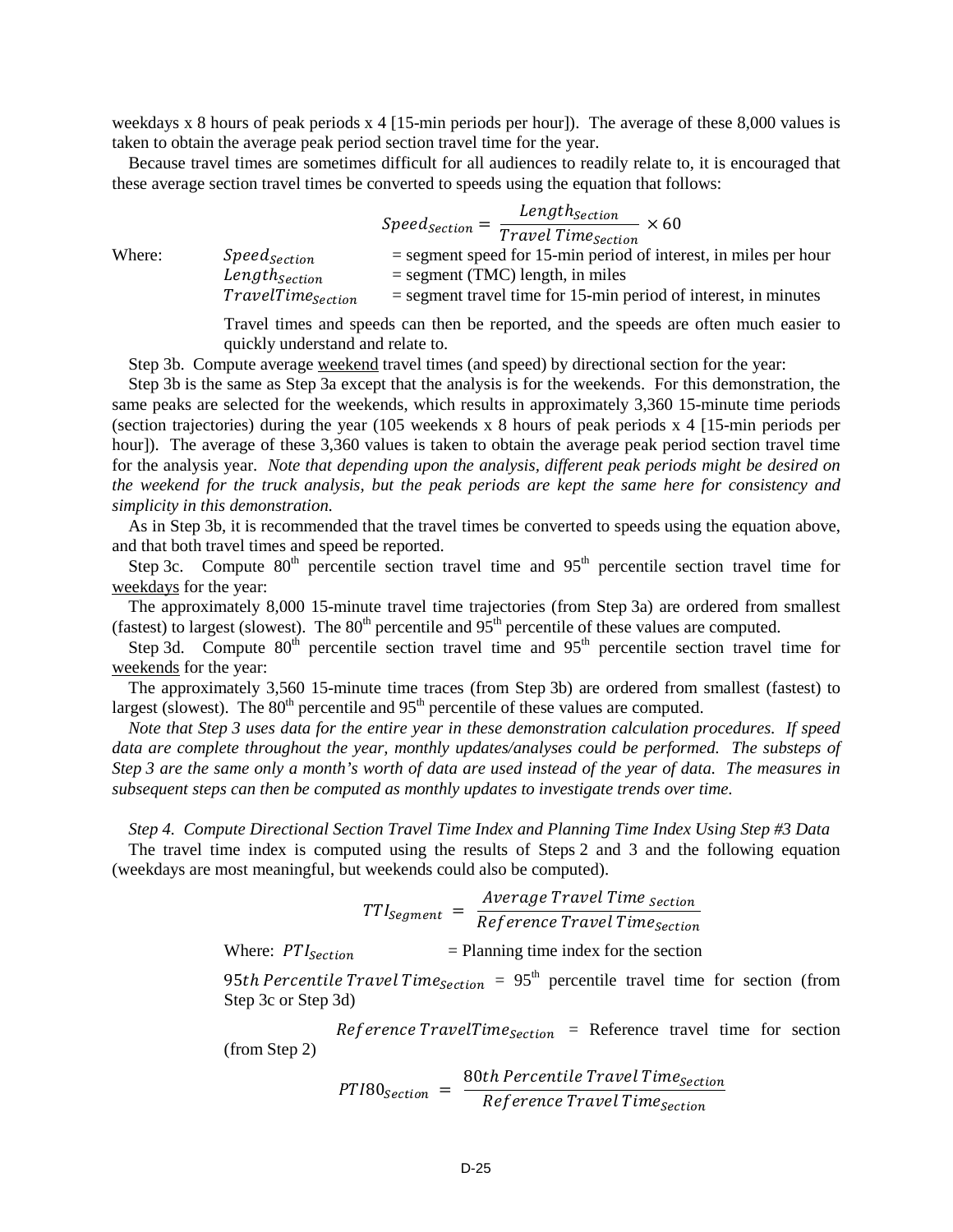weekdays x 8 hours of peak periods x 4 [15-min periods per hour]). The average of these 8,000 values is taken to obtain the average peak period section travel time for the year.

Because travel times are sometimes difficult for all audiences to readily relate to, it is encouraged that these average section travel times be converted to speeds using the equation that follows:

$$Speed_{Section} = \frac{Length_{Section}}{Travel\ Time_{Section}} \times 60$$

Where:

- $Speed_{Section}$ = segment speed for 15-min period of interest, in miles per hour
- $Length_{Section}$ = segment (TMC) length, in miles
- $TravelTime_{Section}$ = segment travel time for 15-min period of interest, in minutes

Travel times and speeds can then be reported, and the speeds are often much easier to quickly understand and relate to.

Step 3b. Compute average <u>weekend</u> travel times (and speed) by directional section for the year:

Step 3b is the same as Step 3a except that the analysis is for the weekends. For this demonstration, the same peaks are selected for the weekends, which results in approximately 3,360 15-minute time periods (section trajectories) during the year (105 weekends x 8 hours of peak periods x 4 [15-min periods per hour]). The average of these 3,360 values is taken to obtain the average peak period section travel time for the analysis year. *Note that depending upon the analysis, different peak periods might be desired on the weekend for the truck analysis, but the peak periods are kept the same here for consistency and simplicity in this demonstration.*

As in Step 3b, it is recommended that the travel times be converted to speeds using the equation above, and that both travel times and speed be reported.

Step 3c. Compute 80th percentile section travel time and 95th percentile section travel time for <u>weekdays</u> for the year:

The approximately 8,000 15-minute travel time trajectories (from Step 3a) are ordered from smallest (fastest) to largest (slowest). The 80th percentile and 95th percentile of these values are computed.

Step 3d. Compute 80th percentile section travel time and 95th percentile section travel time for <u>weekends</u> for the year:

The approximately 3,560 15-minute time traces (from Step 3b) are ordered from smallest (fastest) to largest (slowest). The 80th percentile and 95th percentile of these values are computed.

*Note that Step 3 uses data for the entire year in these demonstration calculation procedures. If speed data are complete throughout the year, monthly updates/analyses could be performed. The substeps of Step 3 are the same only a month's worth of data are used instead of the year of data. The measures in subsequent steps can then be computed as monthly updates to investigate trends over time.*

*Step 4. Compute Directional Section Travel Time Index and Planning Time Index Using Step #3 Data*

The travel time index is computed using the results of Steps 2 and 3 and the following equation (weekdays are most meaningful, but weekends could also be computed).

$$TTI_{Segment} = \frac{Average\ Travel\ Time_{\ Section}}{Reference\ Travel\ Time_{Section}}$$

Where: $PTI_{Section}$ = Planning time index for the section

$95th\ Percentile\ Travel\ Time_{Section}$ = 95th percentile travel time for section (from Step 3c or Step 3d)

$Reference\ TravelTime_{Section}$ = Reference travel time for section (from Step 2)

$$PTI80_{Section} = \frac{80th\ Percentile\ Travel\ Time_{Section}}{Reference\ Travel\ Time_{Section}}$$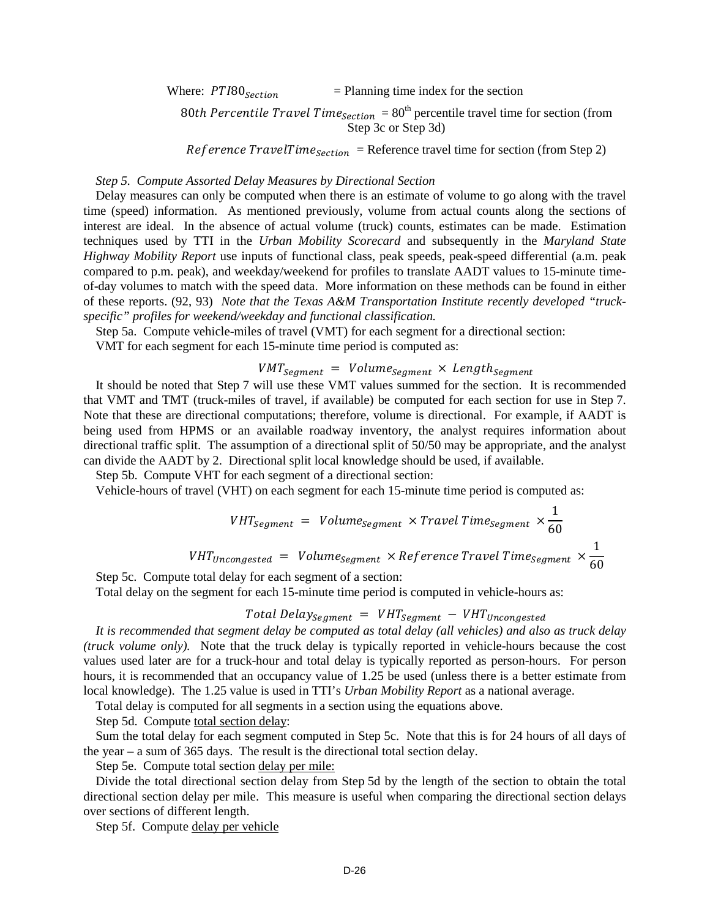Where: $PTI80_{Section}$ = Planning time index for the section

$80th\ Percentile\ Travel\ Time_{Section}$ = 80th percentile travel time for section (from Step 3c or Step 3d)

$Reference\ TravelTime_{Section}$ = Reference travel time for section (from Step 2)

*Step 5. Compute Assorted Delay Measures by Directional Section*

Delay measures can only be computed when there is an estimate of volume to go along with the travel time (speed) information. As mentioned previously, volume from actual counts along the sections of interest are ideal. In the absence of actual volume (truck) counts, estimates can be made. Estimation techniques used by TTI in the *Urban Mobility Scorecard* and subsequently in the *Maryland State Highway Mobility Report* use inputs of functional class, peak speeds, peak-speed differential (a.m. peak compared to p.m. peak), and weekday/weekend for profiles to translate AADT values to 15-minute time-of-day volumes to match with the speed data. More information on these methods can be found in either of these reports. (92, 93) *Note that the Texas A&M Transportation Institute recently developed "truck-specific" profiles for weekend/weekday and functional classification.*

Step 5a. Compute vehicle-miles of travel (VMT) for each segment for a directional section:

VMT for each segment for each 15-minute time period is computed as:

$$VMT_{Segment} = Volume_{Segment} \times Length_{Segment}$$

It should be noted that Step 7 will use these VMT values summed for the section. It is recommended that VMT and TMT (truck-miles of travel, if available) be computed for each section for use in Step 7. Note that these are directional computations; therefore, volume is directional. For example, if AADT is being used from HPMS or an available roadway inventory, the analyst requires information about directional traffic split. The assumption of a directional split of 50/50 may be appropriate, and the analyst can divide the AADT by 2. Directional split local knowledge should be used, if available.

Step 5b. Compute VHT for each segment of a directional section:

Vehicle-hours of travel (VHT) on each segment for each 15-minute time period is computed as:

$$VHT_{Segment} = Volume_{Segment} \times Travel\ Time_{Segment} \times \frac{1}{60}$$

$$VHT_{Uncongested} = Volume_{Segment} \times Reference\ Travel\ Time_{Segment} \times \frac{1}{60}$$

Step 5c. Compute total delay for each segment of a section:

Total delay on the segment for each 15-minute time period is computed in vehicle-hours as:

$$Total\ Delay_{Segment} = VHT_{Segment} - VHT_{Uncongested}$$

*It is recommended that segment delay be computed as total delay (all vehicles) and also as truck delay (truck volume only).* Note that the truck delay is typically reported in vehicle-hours because the cost values used later are for a truck-hour and total delay is typically reported as person-hours. For person hours, it is recommended that an occupancy value of 1.25 be used (unless there is a better estimate from local knowledge). The 1.25 value is used in TTI's *Urban Mobility Report* as a national average.

Total delay is computed for all segments in a section using the equations above.

Step 5d. Compute total section delay:

Sum the total delay for each segment computed in Step 5c. Note that this is for 24 hours of all days of the year – a sum of 365 days. The result is the directional total section delay.

Step 5e. Compute total section delay per mile:

Divide the total directional section delay from Step 5d by the length of the section to obtain the total directional section delay per mile. This measure is useful when comparing the directional section delays over sections of different length.

Step 5f. Compute delay per vehicle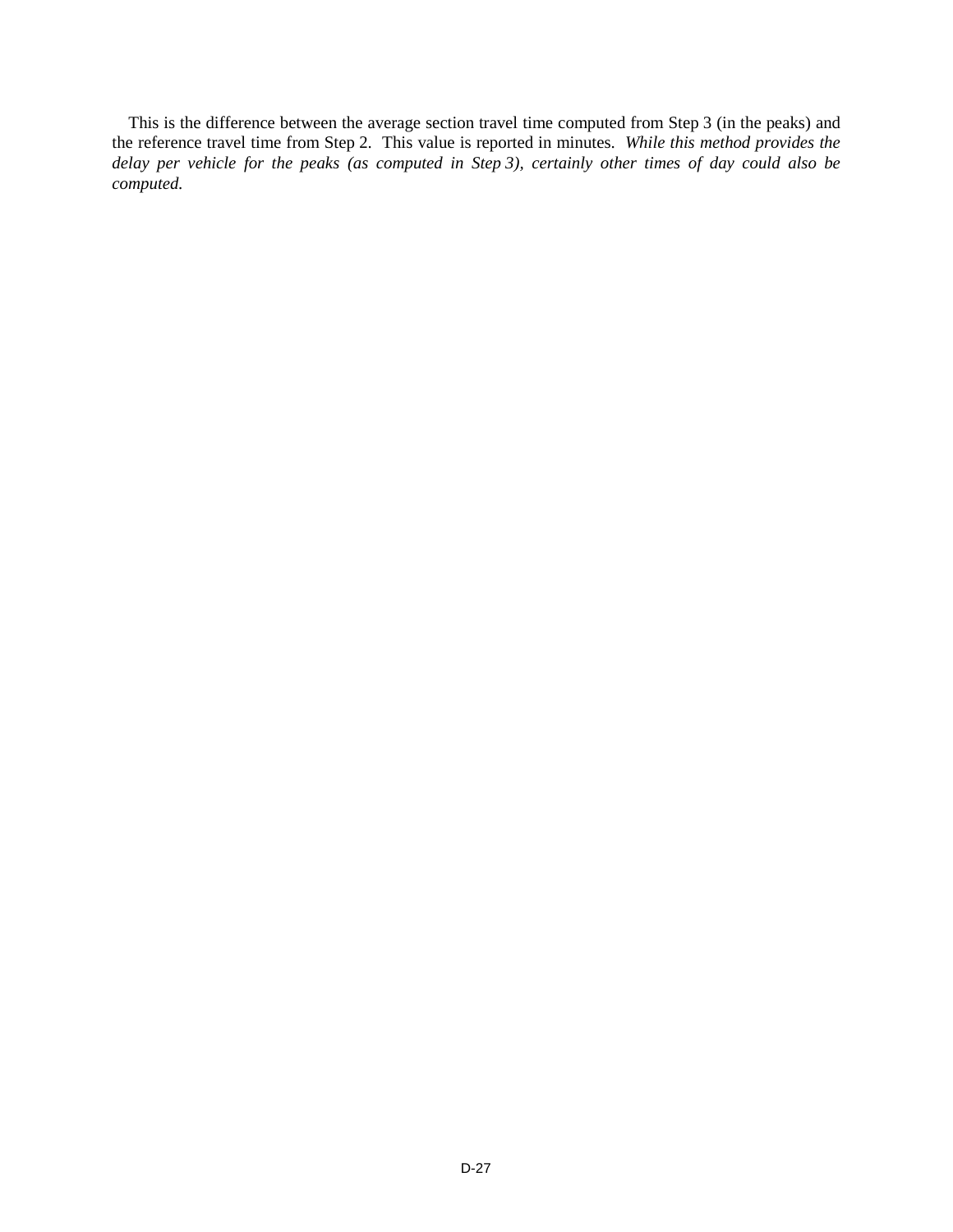This is the difference between the average section travel time computed from Step 3 (in the peaks) and the reference travel time from Step 2. This value is reported in minutes. *While this method provides the delay per vehicle for the peaks (as computed in Step 3), certainly other times of day could also be computed.*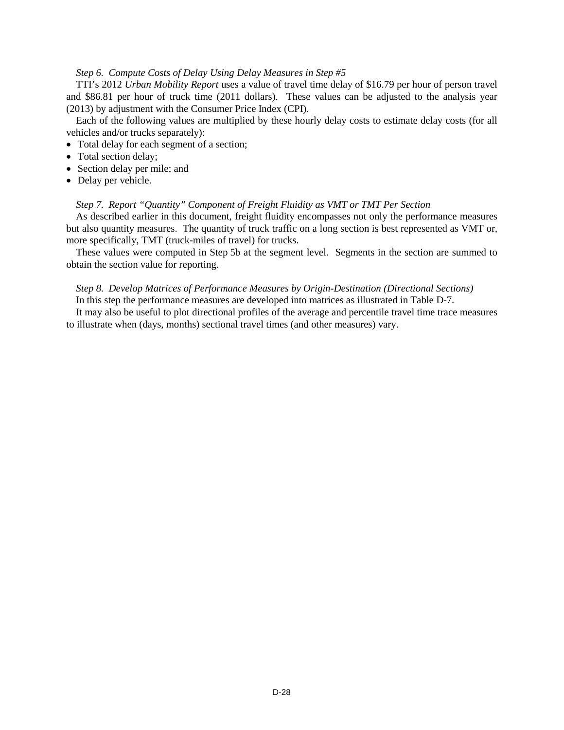*Step 6. Compute Costs of Delay Using Delay Measures in Step #5*

TTI's 2012 *Urban Mobility Report* uses a value of travel time delay of $16.79 per hour of person travel and $86.81 per hour of truck time (2011 dollars). These values can be adjusted to the analysis year (2013) by adjustment with the Consumer Price Index (CPI).

Each of the following values are multiplied by these hourly delay costs to estimate delay costs (for all vehicles and/or trucks separately):

- Total delay for each segment of a section;
- Total section delay;
- Section delay per mile; and
- Delay per vehicle.

*Step 7. Report "Quantity" Component of Freight Fluidity as VMT or TMT Per Section*

As described earlier in this document, freight fluidity encompasses not only the performance measures but also quantity measures. The quantity of truck traffic on a long section is best represented as VMT or, more specifically, TMT (truck-miles of travel) for trucks.

These values were computed in Step 5b at the segment level. Segments in the section are summed to obtain the section value for reporting.

*Step 8. Develop Matrices of Performance Measures by Origin-Destination (Directional Sections)*

In this step the performance measures are developed into matrices as illustrated in Table D-7.

It may also be useful to plot directional profiles of the average and percentile travel time trace measures to illustrate when (days, months) sectional travel times (and other measures) vary.